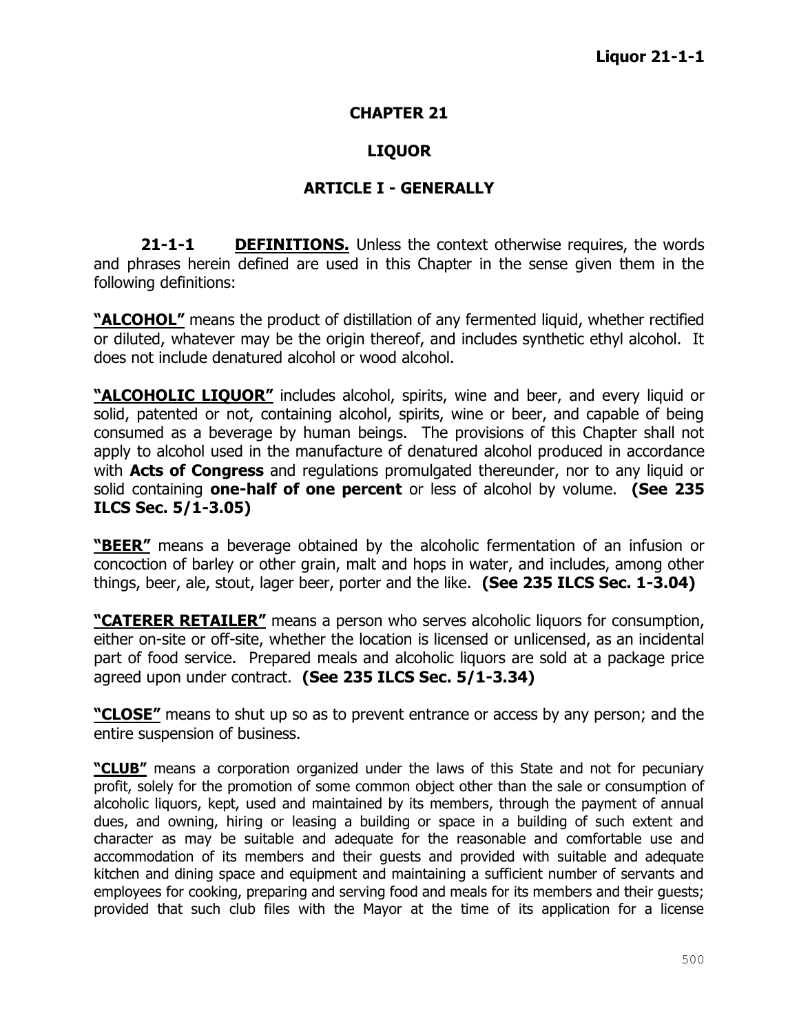# CHAPTER 21

# LIQUOR

## ARTICLE I - GENERALLY

**21-1-1 DEFINITIONS.** Unless the context otherwise requires, the words and phrases herein defined are used in this Chapter in the sense given them in the following definitions:

**"ALCOHOL"** means the product of distillation of any fermented liquid, whether rectified or diluted, whatever may be the origin thereof, and includes synthetic ethyl alcohol. It does not include denatured alcohol or wood alcohol.

**"ALCOHOLIC LIQUOR"** includes alcohol, spirits, wine and beer, and every liquid or solid, patented or not, containing alcohol, spirits, wine or beer, and capable of being consumed as a beverage by human beings. The provisions of this Chapter shall not apply to alcohol used in the manufacture of denatured alcohol produced in accordance with **Acts of Congress** and regulations promulgated thereunder, nor to any liquid or solid containing **one-half of one percent** or less of alcohol by volume. **(See 235 ILCS Sec. 5/1-3.05)**

**"BEER"** means a beverage obtained by the alcoholic fermentation of an infusion or concoction of barley or other grain, malt and hops in water, and includes, among other things, beer, ale, stout, lager beer, porter and the like. **(See 235 ILCS Sec. 1-3.04)**

**"CATERER RETAILER"** means a person who serves alcoholic liquors for consumption, either on-site or off-site, whether the location is licensed or unlicensed, as an incidental part of food service. Prepared meals and alcoholic liquors are sold at a package price agreed upon under contract. **(See 235 ILCS Sec. 5/1-3.34)**

**"CLOSE"** means to shut up so as to prevent entrance or access by any person; and the entire suspension of business.

**"CLUB"** means a corporation organized under the laws of this State and not for pecuniary profit, solely for the promotion of some common object other than the sale or consumption of alcoholic liquors, kept, used and maintained by its members, through the payment of annual dues, and owning, hiring or leasing a building or space in a building of such extent and character as may be suitable and adequate for the reasonable and comfortable use and accommodation of its members and their guests and provided with suitable and adequate kitchen and dining space and equipment and maintaining a sufficient number of servants and employees for cooking, preparing and serving food and meals for its members and their guests; provided that such club files with the Mayor at the time of its application for a license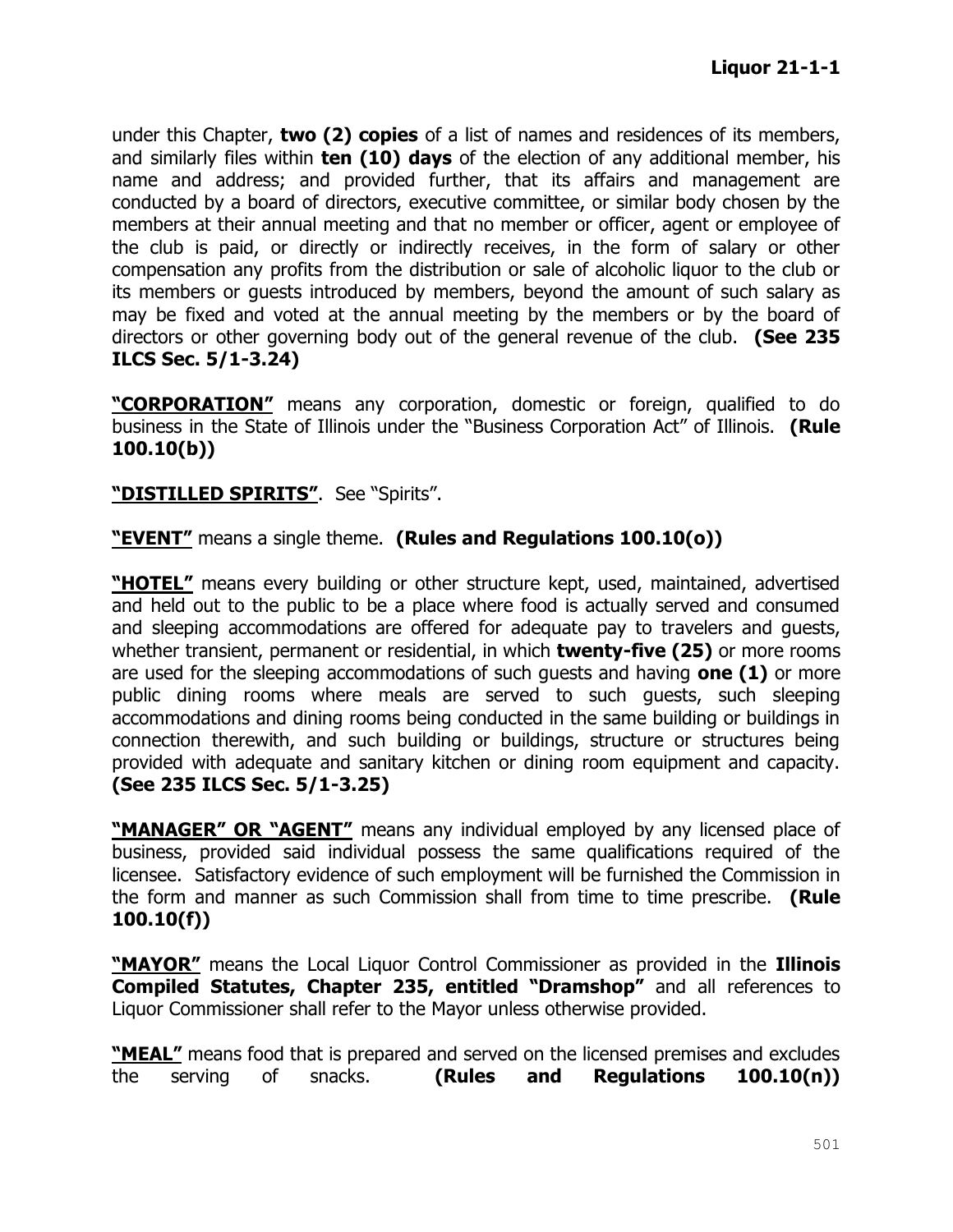under this Chapter, **two (2) copies** of a list of names and residences of its members, and similarly files within **ten (10) days** of the election of any additional member, his name and address; and provided further, that its affairs and management are conducted by a board of directors, executive committee, or similar body chosen by the members at their annual meeting and that no member or officer, agent or employee of the club is paid, or directly or indirectly receives, in the form of salary or other compensation any profits from the distribution or sale of alcoholic liquor to the club or its members or guests introduced by members, beyond the amount of such salary as may be fixed and voted at the annual meeting by the members or by the board of directors or other governing body out of the general revenue of the club. **(See 235 ILCS Sec. 5/1-3.24)**

**"CORPORATION"** means any corporation, domestic or foreign, qualified to do business in the State of Illinois under the "Business Corporation Act" of Illinois. **(Rule 100.10(b))**

**"DISTILLED SPIRITS"**. See "Spirits".

**"EVENT"** means a single theme. **(Rules and Regulations 100.10(o))**

**"HOTEL"** means every building or other structure kept, used, maintained, advertised and held out to the public to be a place where food is actually served and consumed and sleeping accommodations are offered for adequate pay to travelers and guests, whether transient, permanent or residential, in which **twenty-five (25)** or more rooms are used for the sleeping accommodations of such guests and having **one (1)** or more public dining rooms where meals are served to such guests, such sleeping accommodations and dining rooms being conducted in the same building or buildings in connection therewith, and such building or buildings, structure or structures being provided with adequate and sanitary kitchen or dining room equipment and capacity. **(See 235 ILCS Sec. 5/1-3.25)**

**"MANAGER" OR "AGENT"** means any individual employed by any licensed place of business, provided said individual possess the same qualifications required of the licensee. Satisfactory evidence of such employment will be furnished the Commission in the form and manner as such Commission shall from time to time prescribe. **(Rule 100.10(f))**

**"MAYOR"** means the Local Liquor Control Commissioner as provided in the **Illinois Compiled Statutes, Chapter 235, entitled "Dramshop"** and all references to Liquor Commissioner shall refer to the Mayor unless otherwise provided.

**"MEAL"** means food that is prepared and served on the licensed premises and excludes the serving of snacks. **(Rules and Regulations 100.10(n))**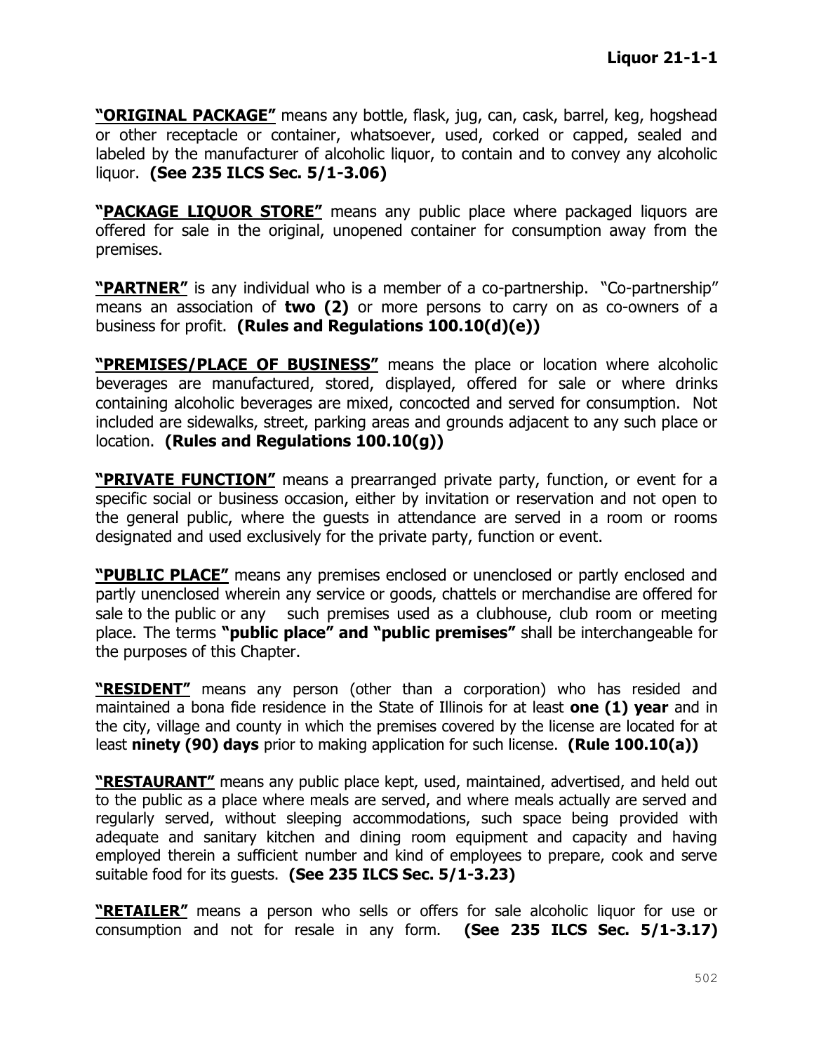**<u>"ORIGINAL PACKAGE"</u>** means any bottle, flask, jug, can, cask, barrel, keg, hogshead or other receptacle or container, whatsoever, used, corked or capped, sealed and labeled by the manufacturer of alcoholic liquor, to contain and to convey any alcoholic liquor. **(See 235 ILCS Sec. 5/1-3.06)**

**<u>"PACKAGE LIQUOR STORE"</u>** means any public place where packaged liquors are offered for sale in the original, unopened container for consumption away from the premises.

**<u>"PARTNER"</u>** is any individual who is a member of a co-partnership. "Co-partnership" means an association of **two (2)** or more persons to carry on as co-owners of a business for profit. **(Rules and Regulations 100.10(d)(e))**

**<u>"PREMISES/PLACE OF BUSINESS"</u>** means the place or location where alcoholic beverages are manufactured, stored, displayed, offered for sale or where drinks containing alcoholic beverages are mixed, concocted and served for consumption. Not included are sidewalks, street, parking areas and grounds adjacent to any such place or location. **(Rules and Regulations 100.10(g))**

**<u>"PRIVATE FUNCTION"</u>** means a prearranged private party, function, or event for a specific social or business occasion, either by invitation or reservation and not open to the general public, where the guests in attendance are served in a room or rooms designated and used exclusively for the private party, function or event.

**<u>"PUBLIC PLACE"</u>** means any premises enclosed or unenclosed or partly enclosed and partly unenclosed wherein any service or goods, chattels or merchandise are offered for sale to the public or any such premises used as a clubhouse, club room or meeting place. The terms **"public place" and "public premises"** shall be interchangeable for the purposes of this Chapter.

**<u>"RESIDENT"</u>** means any person (other than a corporation) who has resided and maintained a bona fide residence in the State of Illinois for at least **one (1) year** and in the city, village and county in which the premises covered by the license are located for at least **ninety (90) days** prior to making application for such license. **(Rule 100.10(a))**

**<u>"RESTAURANT"</u>** means any public place kept, used, maintained, advertised, and held out to the public as a place where meals are served, and where meals actually are served and regularly served, without sleeping accommodations, such space being provided with adequate and sanitary kitchen and dining room equipment and capacity and having employed therein a sufficient number and kind of employees to prepare, cook and serve suitable food for its guests. **(See 235 ILCS Sec. 5/1-3.23)**

**<u>"RETAILER"</u>** means a person who sells or offers for sale alcoholic liquor for use or consumption and not for resale in any form. **(See 235 ILCS Sec. 5/1-3.17)**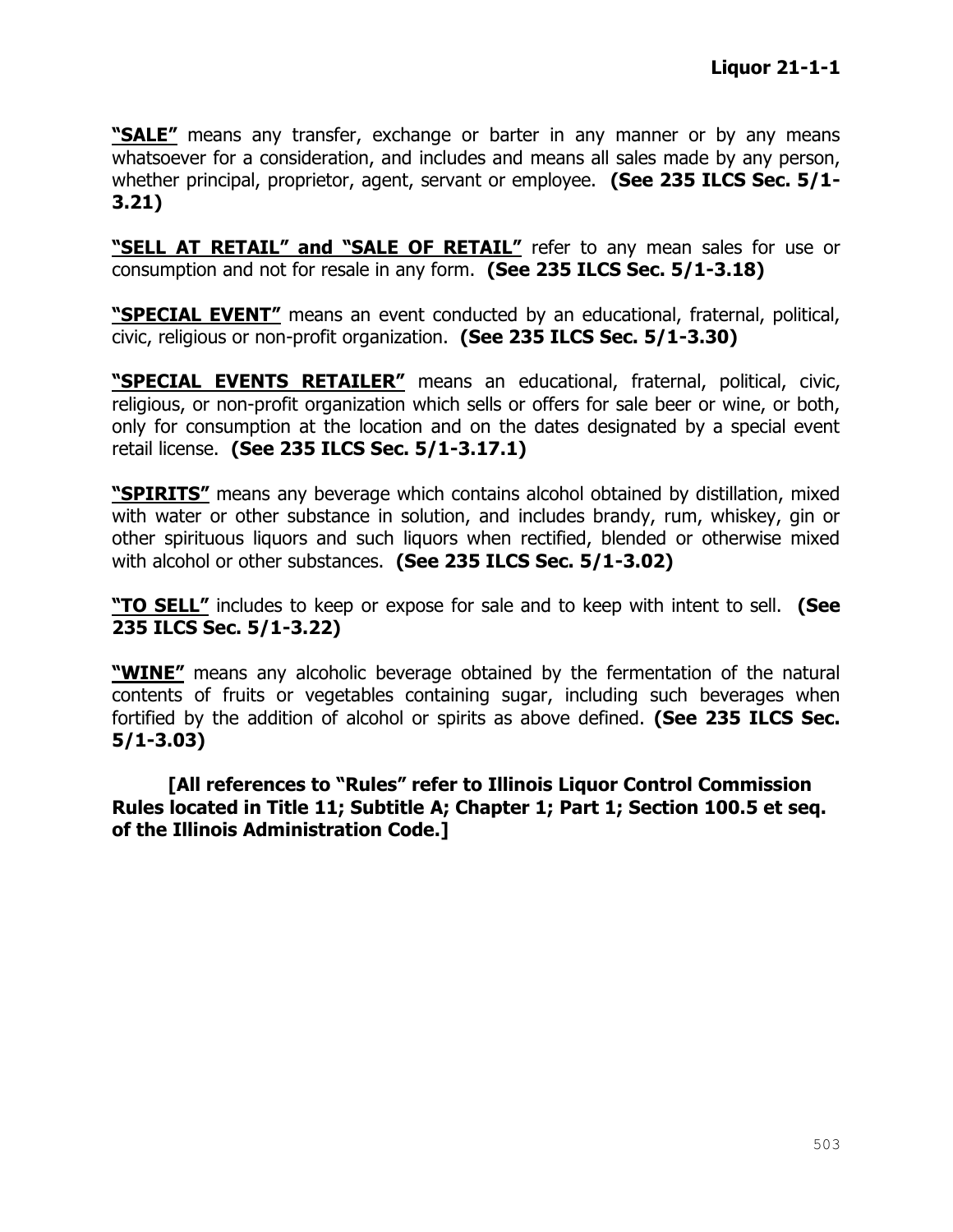**<u>"SALE"</u>** means any transfer, exchange or barter in any manner or by any means whatsoever for a consideration, and includes and means all sales made by any person, whether principal, proprietor, agent, servant or employee. **(See 235 ILCS Sec. 5/1-3.21)**

**<u>"SELL AT RETAIL" and "SALE OF RETAIL"</u>** refer to any mean sales for use or consumption and not for resale in any form. **(See 235 ILCS Sec. 5/1-3.18)**

**<u>"SPECIAL EVENT"</u>** means an event conducted by an educational, fraternal, political, civic, religious or non-profit organization. **(See 235 ILCS Sec. 5/1-3.30)**

**<u>"SPECIAL EVENTS RETAILER"</u>** means an educational, fraternal, political, civic, religious, or non-profit organization which sells or offers for sale beer or wine, or both, only for consumption at the location and on the dates designated by a special event retail license. **(See 235 ILCS Sec. 5/1-3.17.1)**

**<u>"SPIRITS"</u>** means any beverage which contains alcohol obtained by distillation, mixed with water or other substance in solution, and includes brandy, rum, whiskey, gin or other spirituous liquors and such liquors when rectified, blended or otherwise mixed with alcohol or other substances. **(See 235 ILCS Sec. 5/1-3.02)**

**<u>"TO SELL"</u>** includes to keep or expose for sale and to keep with intent to sell. **(See 235 ILCS Sec. 5/1-3.22)**

**<u>"WINE"</u>** means any alcoholic beverage obtained by the fermentation of the natural contents of fruits or vegetables containing sugar, including such beverages when fortified by the addition of alcohol or spirits as above defined. **(See 235 ILCS Sec. 5/1-3.03)**

**[All references to "Rules" refer to Illinois Liquor Control Commission Rules located in Title 11; Subtitle A; Chapter 1; Part 1; Section 100.5 et seq. of the Illinois Administration Code.]**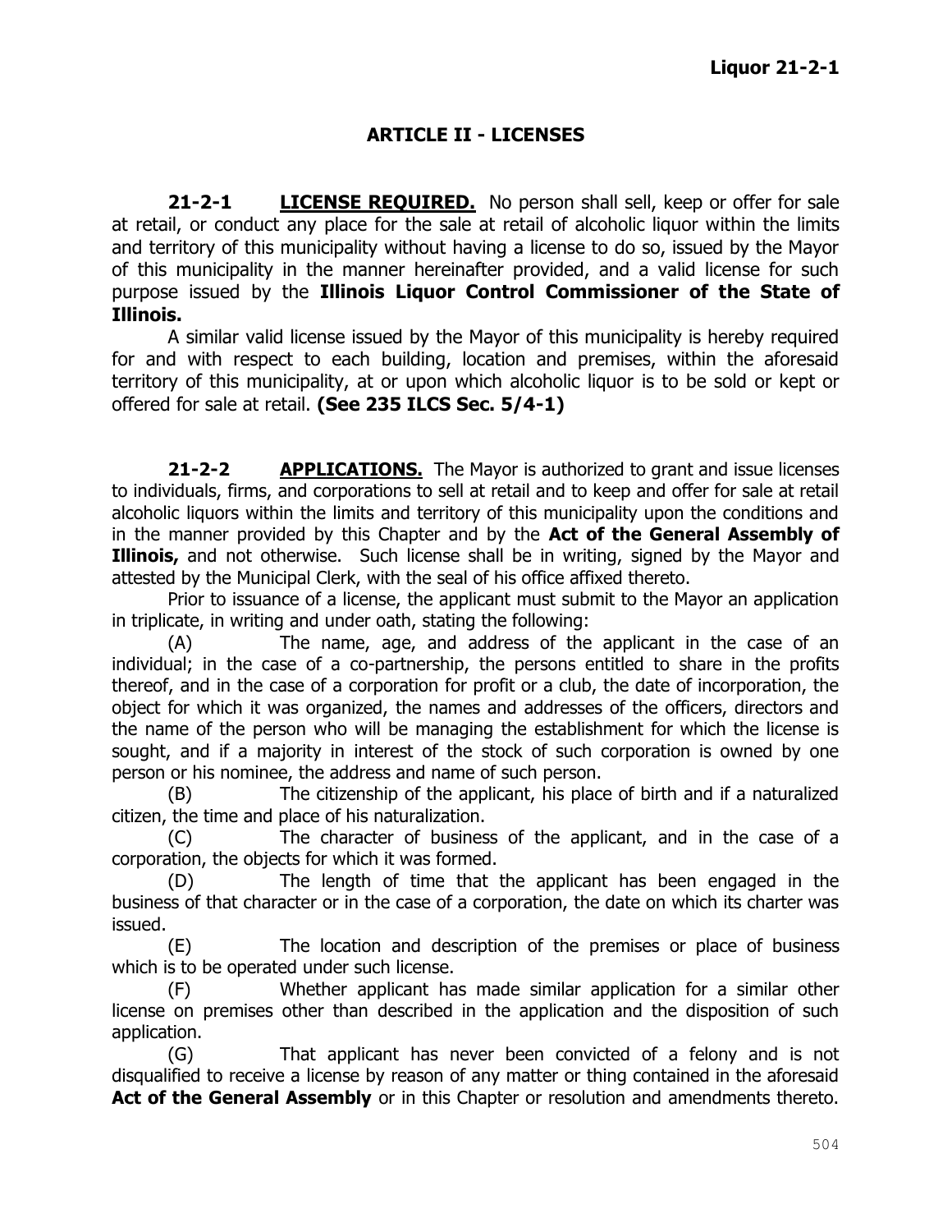## ARTICLE II - LICENSES

**21-2-1 <u>LICENSE REQUIRED.</u>** No person shall sell, keep or offer for sale at retail, or conduct any place for the sale at retail of alcoholic liquor within the limits and territory of this municipality without having a license to do so, issued by the Mayor of this municipality in the manner hereinafter provided, and a valid license for such purpose issued by the **Illinois Liquor Control Commissioner of the State of Illinois.**

A similar valid license issued by the Mayor of this municipality is hereby required for and with respect to each building, location and premises, within the aforesaid territory of this municipality, at or upon which alcoholic liquor is to be sold or kept or offered for sale at retail. **(See 235 ILCS Sec. 5/4-1)**

**21-2-2 <u>APPLICATIONS.</u>** The Mayor is authorized to grant and issue licenses to individuals, firms, and corporations to sell at retail and to keep and offer for sale at retail alcoholic liquors within the limits and territory of this municipality upon the conditions and in the manner provided by this Chapter and by the **Act of the General Assembly of Illinois,** and not otherwise. Such license shall be in writing, signed by the Mayor and attested by the Municipal Clerk, with the seal of his office affixed thereto.

Prior to issuance of a license, the applicant must submit to the Mayor an application in triplicate, in writing and under oath, stating the following:

(A) The name, age, and address of the applicant in the case of an individual; in the case of a co-partnership, the persons entitled to share in the profits thereof, and in the case of a corporation for profit or a club, the date of incorporation, the object for which it was organized, the names and addresses of the officers, directors and the name of the person who will be managing the establishment for which the license is sought, and if a majority in interest of the stock of such corporation is owned by one person or his nominee, the address and name of such person.

(B) The citizenship of the applicant, his place of birth and if a naturalized citizen, the time and place of his naturalization.

(C) The character of business of the applicant, and in the case of a corporation, the objects for which it was formed.

(D) The length of time that the applicant has been engaged in the business of that character or in the case of a corporation, the date on which its charter was issued.

(E) The location and description of the premises or place of business which is to be operated under such license.

(F) Whether applicant has made similar application for a similar other license on premises other than described in the application and the disposition of such application.

(G) That applicant has never been convicted of a felony and is not disqualified to receive a license by reason of any matter or thing contained in the aforesaid **Act of the General Assembly** or in this Chapter or resolution and amendments thereto.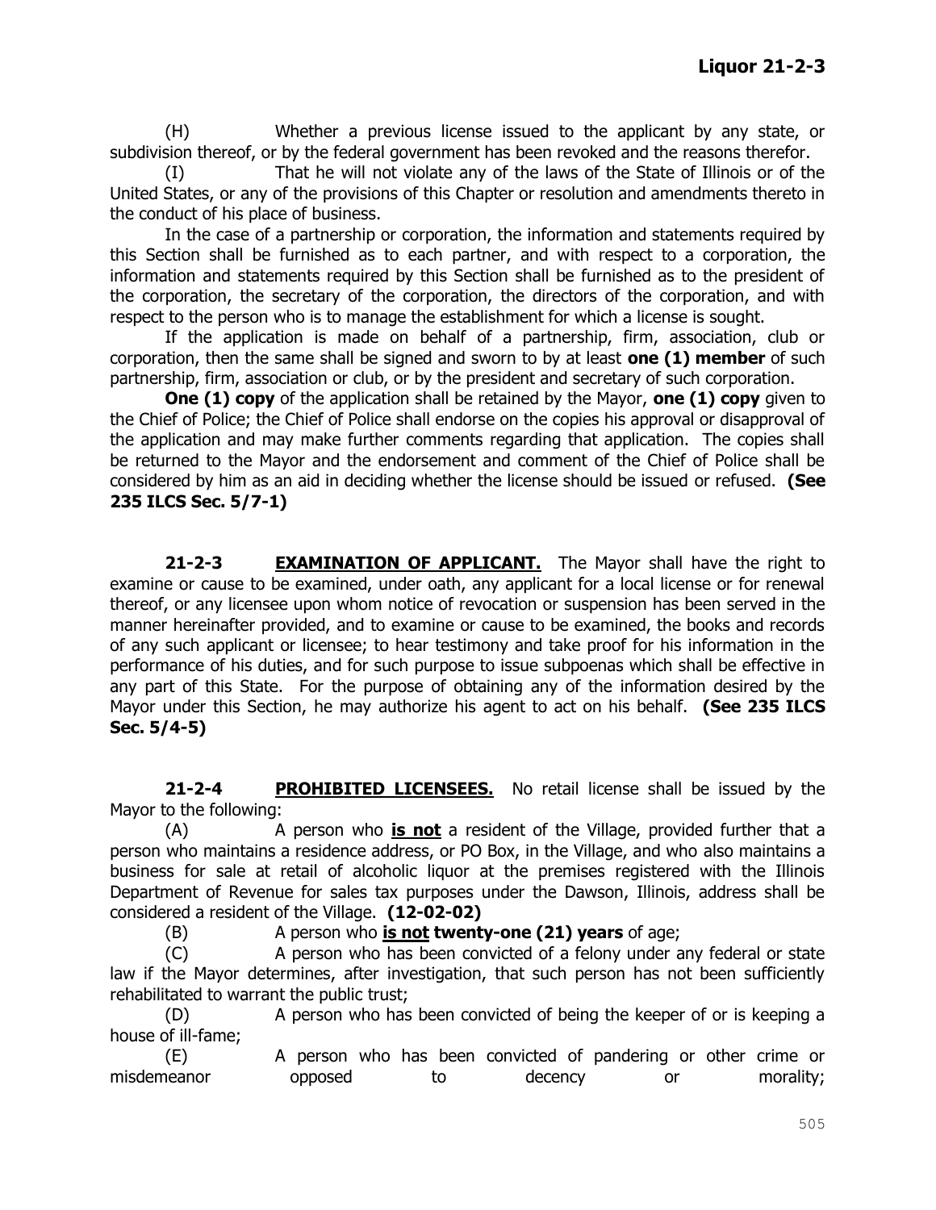(H) Whether a previous license issued to the applicant by any state, or subdivision thereof, or by the federal government has been revoked and the reasons therefor.

(I) That he will not violate any of the laws of the State of Illinois or of the United States, or any of the provisions of this Chapter or resolution and amendments thereto in the conduct of his place of business.

In the case of a partnership or corporation, the information and statements required by this Section shall be furnished as to each partner, and with respect to a corporation, the information and statements required by this Section shall be furnished as to the president of the corporation, the secretary of the corporation, the directors of the corporation, and with respect to the person who is to manage the establishment for which a license is sought.

If the application is made on behalf of a partnership, firm, association, club or corporation, then the same shall be signed and sworn to by at least **one (1) member** of such partnership, firm, association or club, or by the president and secretary of such corporation.

**One (1) copy** of the application shall be retained by the Mayor, **one (1) copy** given to the Chief of Police; the Chief of Police shall endorse on the copies his approval or disapproval of the application and may make further comments regarding that application. The copies shall be returned to the Mayor and the endorsement and comment of the Chief of Police shall be considered by him as an aid in deciding whether the license should be issued or refused. **(See 235 ILCS Sec. 5/7-1)**

**21-2-3 <u>EXAMINATION OF APPLICANT.</u>** The Mayor shall have the right to examine or cause to be examined, under oath, any applicant for a local license or for renewal thereof, or any licensee upon whom notice of revocation or suspension has been served in the manner hereinafter provided, and to examine or cause to be examined, the books and records of any such applicant or licensee; to hear testimony and take proof for his information in the performance of his duties, and for such purpose to issue subpoenas which shall be effective in any part of this State. For the purpose of obtaining any of the information desired by the Mayor under this Section, he may authorize his agent to act on his behalf. **(See 235 ILCS Sec. 5/4-5)**

**21-2-4 <u>PROHIBITED LICENSEES.</u>** No retail license shall be issued by the Mayor to the following:

(A) A person who ***is not*** a resident of the Village, provided further that a person who maintains a residence address, or PO Box, in the Village, and who also maintains a business for sale at retail of alcoholic liquor at the premises registered with the Illinois Department of Revenue for sales tax purposes under the Dawson, Illinois, address shall be considered a resident of the Village. **(12-02-02)**

(B) A person who ***is not* twenty-one (21) years** of age;

(C) A person who has been convicted of a felony under any federal or state law if the Mayor determines, after investigation, that such person has not been sufficiently rehabilitated to warrant the public trust;

(D) A person who has been convicted of being the keeper of or is keeping a house of ill-fame;

(E) A person who has been convicted of pandering or other crime or misdemeanor opposed to decency or morality;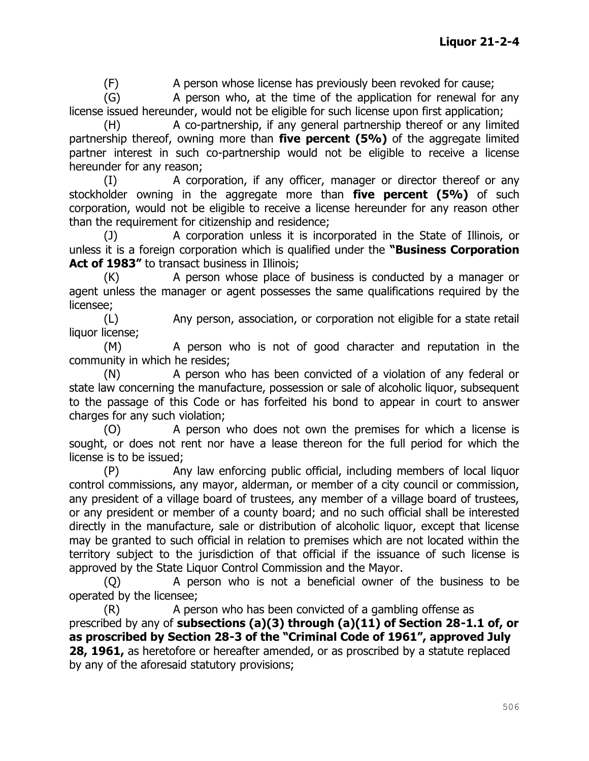(F) A person whose license has previously been revoked for cause;

(G) A person who, at the time of the application for renewal for any license issued hereunder, would not be eligible for such license upon first application;

(H) A co-partnership, if any general partnership thereof or any limited partnership thereof, owning more than **five percent (5%)** of the aggregate limited partner interest in such co-partnership would not be eligible to receive a license hereunder for any reason;

(I) A corporation, if any officer, manager or director thereof or any stockholder owning in the aggregate more than **five percent (5%)** of such corporation, would not be eligible to receive a license hereunder for any reason other than the requirement for citizenship and residence;

(J) A corporation unless it is incorporated in the State of Illinois, or unless it is a foreign corporation which is qualified under the **"Business Corporation Act of 1983"** to transact business in Illinois;

(K) A person whose place of business is conducted by a manager or agent unless the manager or agent possesses the same qualifications required by the licensee;

(L) Any person, association, or corporation not eligible for a state retail liquor license;

(M) A person who is not of good character and reputation in the community in which he resides;

(N) A person who has been convicted of a violation of any federal or state law concerning the manufacture, possession or sale of alcoholic liquor, subsequent to the passage of this Code or has forfeited his bond to appear in court to answer charges for any such violation;

(O) A person who does not own the premises for which a license is sought, or does not rent nor have a lease thereon for the full period for which the license is to be issued;

(P) Any law enforcing public official, including members of local liquor control commissions, any mayor, alderman, or member of a city council or commission, any president of a village board of trustees, any member of a village board of trustees, or any president or member of a county board; and no such official shall be interested directly in the manufacture, sale or distribution of alcoholic liquor, except that license may be granted to such official in relation to premises which are not located within the territory subject to the jurisdiction of that official if the issuance of such license is approved by the State Liquor Control Commission and the Mayor.

(Q) A person who is not a beneficial owner of the business to be operated by the licensee;

(R) A person who has been convicted of a gambling offense as prescribed by any of **subsections (a)(3) through (a)(11) of Section 28-1.1 of, or as proscribed by Section 28-3 of the "Criminal Code of 1961", approved July 28, 1961,** as heretofore or hereafter amended, or as proscribed by a statute replaced by any of the aforesaid statutory provisions;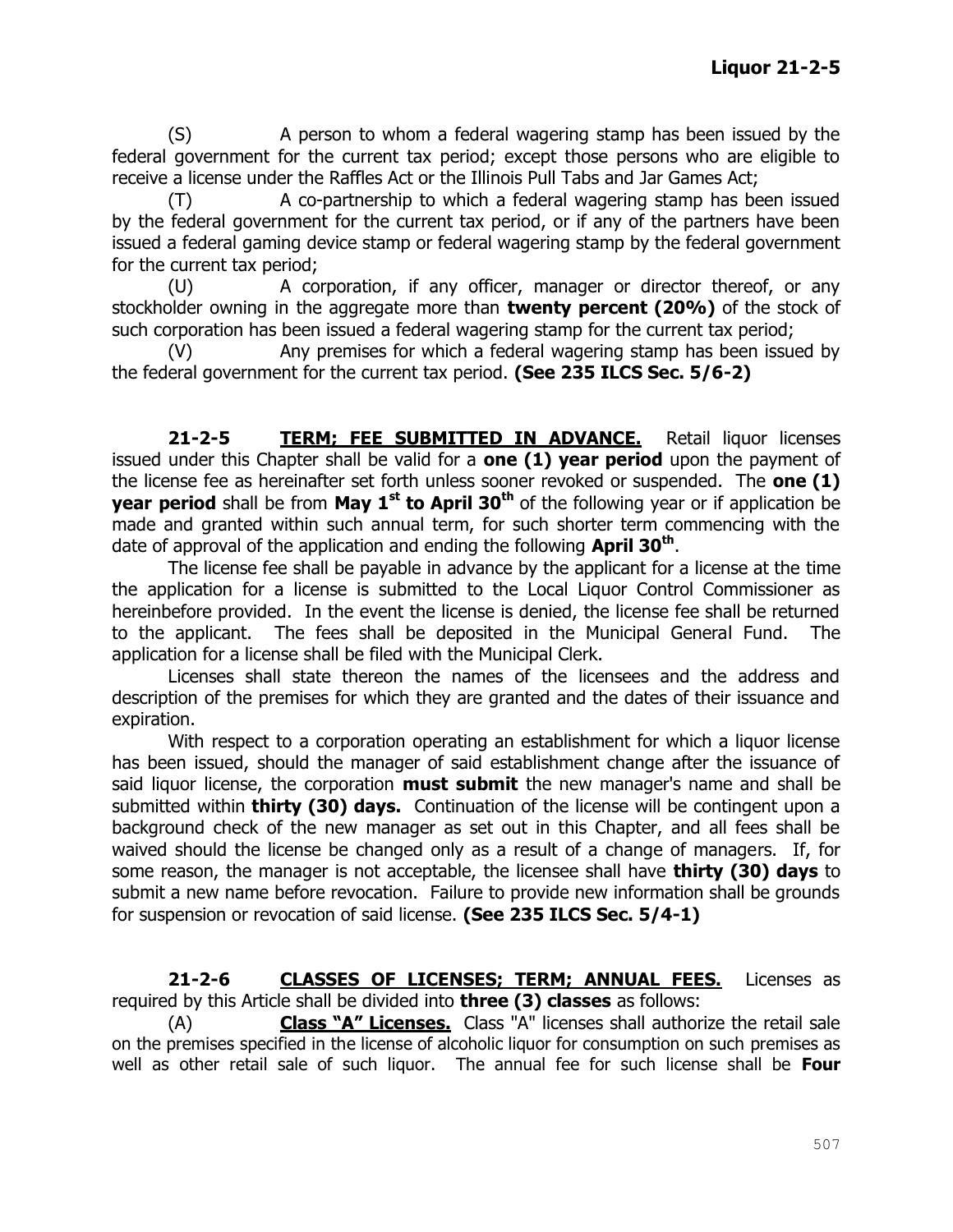(S) A person to whom a federal wagering stamp has been issued by the federal government for the current tax period; except those persons who are eligible to receive a license under the Raffles Act or the Illinois Pull Tabs and Jar Games Act;

(T) A co-partnership to which a federal wagering stamp has been issued by the federal government for the current tax period, or if any of the partners have been issued a federal gaming device stamp or federal wagering stamp by the federal government for the current tax period;

(U) A corporation, if any officer, manager or director thereof, or any stockholder owning in the aggregate more than **twenty percent (20%)** of the stock of such corporation has been issued a federal wagering stamp for the current tax period;

(V) Any premises for which a federal wagering stamp has been issued by the federal government for the current tax period. **(See 235 ILCS Sec. 5/6-2)**

**21-2-5 <u>TERM; FEE SUBMITTED IN ADVANCE.</u>** Retail liquor licenses issued under this Chapter shall be valid for a **one (1) year period** upon the payment of the license fee as hereinafter set forth unless sooner revoked or suspended. The **one (1) year period** shall be from **May 1st to April 30th** of the following year or if application be made and granted within such annual term, for such shorter term commencing with the date of approval of the application and ending the following **April 30th**.

The license fee shall be payable in advance by the applicant for a license at the time the application for a license is submitted to the Local Liquor Control Commissioner as hereinbefore provided. In the event the license is denied, the license fee shall be returned to the applicant. The fees shall be deposited in the Municipal General Fund. The application for a license shall be filed with the Municipal Clerk.

Licenses shall state thereon the names of the licensees and the address and description of the premises for which they are granted and the dates of their issuance and expiration.

With respect to a corporation operating an establishment for which a liquor license has been issued, should the manager of said establishment change after the issuance of said liquor license, the corporation **must submit** the new manager's name and shall be submitted within **thirty (30) days.** Continuation of the license will be contingent upon a background check of the new manager as set out in this Chapter, and all fees shall be waived should the license be changed only as a result of a change of managers. If, for some reason, the manager is not acceptable, the licensee shall have **thirty (30) days** to submit a new name before revocation. Failure to provide new information shall be grounds for suspension or revocation of said license. **(See 235 ILCS Sec. 5/4-1)**

**21-2-6 <u>CLASSES OF LICENSES; TERM; ANNUAL FEES.</u>** Licenses as required by this Article shall be divided into **three (3) classes** as follows:

(A) **<u>Class "A" Licenses.</u>** Class "A" licenses shall authorize the retail sale on the premises specified in the license of alcoholic liquor for consumption on such premises as well as other retail sale of such liquor. The annual fee for such license shall be **Four**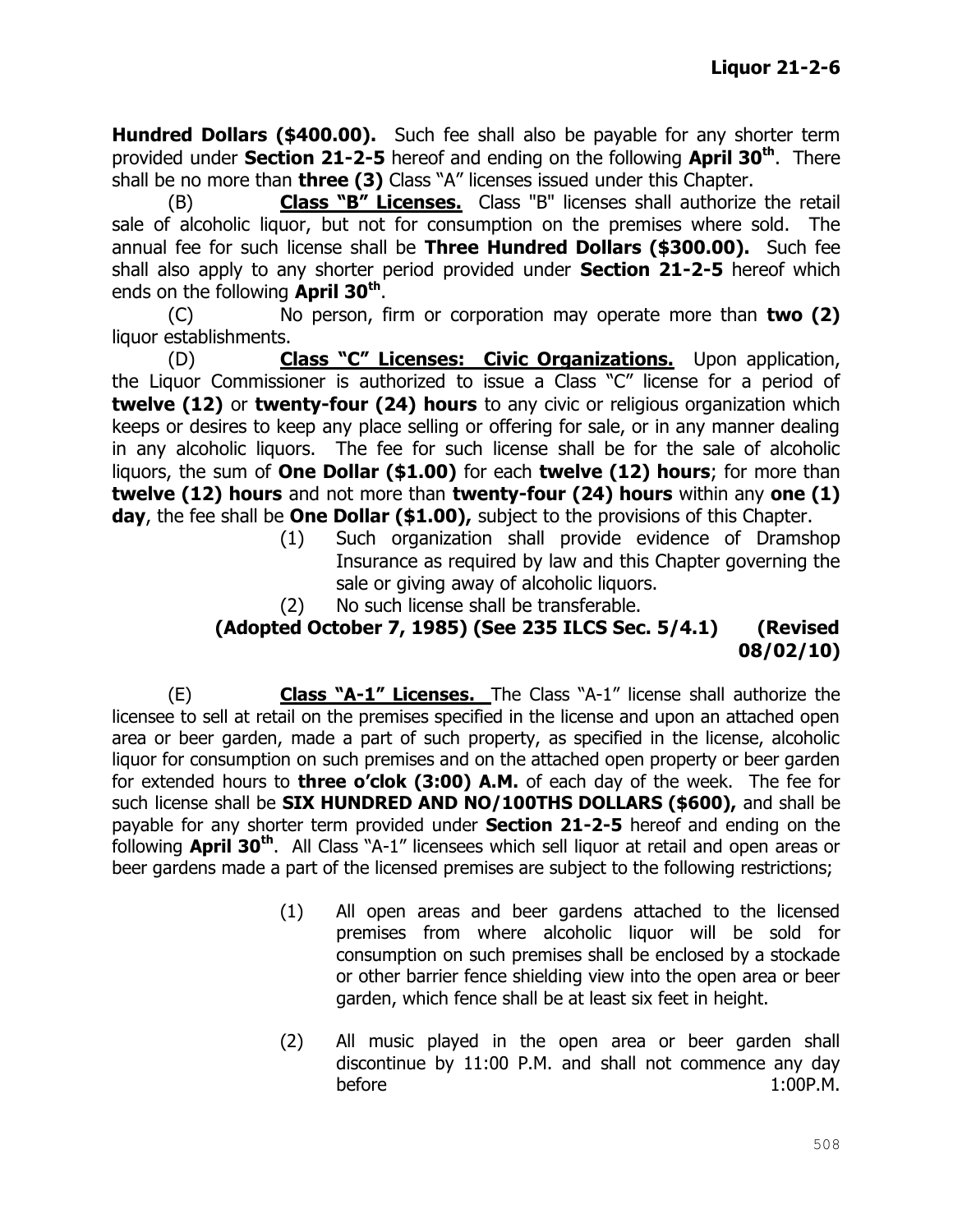**Hundred Dollars ($400.00).** Such fee shall also be payable for any shorter term provided under **Section 21-2-5** hereof and ending on the following **April 30th**. There shall be no more than **three (3)** Class "A" licenses issued under this Chapter.

(B) **Class "B" Licenses.** Class "B" licenses shall authorize the retail sale of alcoholic liquor, but not for consumption on the premises where sold. The annual fee for such license shall be **Three Hundred Dollars ($300.00).** Such fee shall also apply to any shorter period provided under **Section 21-2-5** hereof which ends on the following **April 30th**.

(C) No person, firm or corporation may operate more than **two (2)** liquor establishments.

(D) **Class "C" Licenses: Civic Organizations.** Upon application, the Liquor Commissioner is authorized to issue a Class "C" license for a period of **twelve (12)** or **twenty-four (24) hours** to any civic or religious organization which keeps or desires to keep any place selling or offering for sale, or in any manner dealing in any alcoholic liquors. The fee for such license shall be for the sale of alcoholic liquors, the sum of **One Dollar ($1.00)** for each **twelve (12) hours**; for more than **twelve (12) hours** and not more than **twenty-four (24) hours** within any **one (1) day**, the fee shall be **One Dollar ($1.00),** subject to the provisions of this Chapter.

(1) Such organization shall provide evidence of Dramshop Insurance as required by law and this Chapter governing the sale or giving away of alcoholic liquors.

(2) No such license shall be transferable.

**(Adopted October 7, 1985) (See 235 ILCS Sec. 5/4.1) (Revised 08/02/10)**

(E) **Class "A-1" Licenses.** The Class "A-1" license shall authorize the licensee to sell at retail on the premises specified in the license and upon an attached open area or beer garden, made a part of such property, as specified in the license, alcoholic liquor for consumption on such premises and on the attached open property or beer garden for extended hours to **three o'clok (3:00) A.M.** of each day of the week. The fee for such license shall be **SIX HUNDRED AND NO/100THS DOLLARS ($600),** and shall be payable for any shorter term provided under **Section 21-2-5** hereof and ending on the following **April 30th**. All Class "A-1" licensees which sell liquor at retail and open areas or beer gardens made a part of the licensed premises are subject to the following restrictions;

(1) All open areas and beer gardens attached to the licensed premises from where alcoholic liquor will be sold for consumption on such premises shall be enclosed by a stockade or other barrier fence shielding view into the open area or beer garden, which fence shall be at least six feet in height.

(2) All music played in the open area or beer garden shall discontinue by 11:00 P.M. and shall not commence any day before 1:00P.M.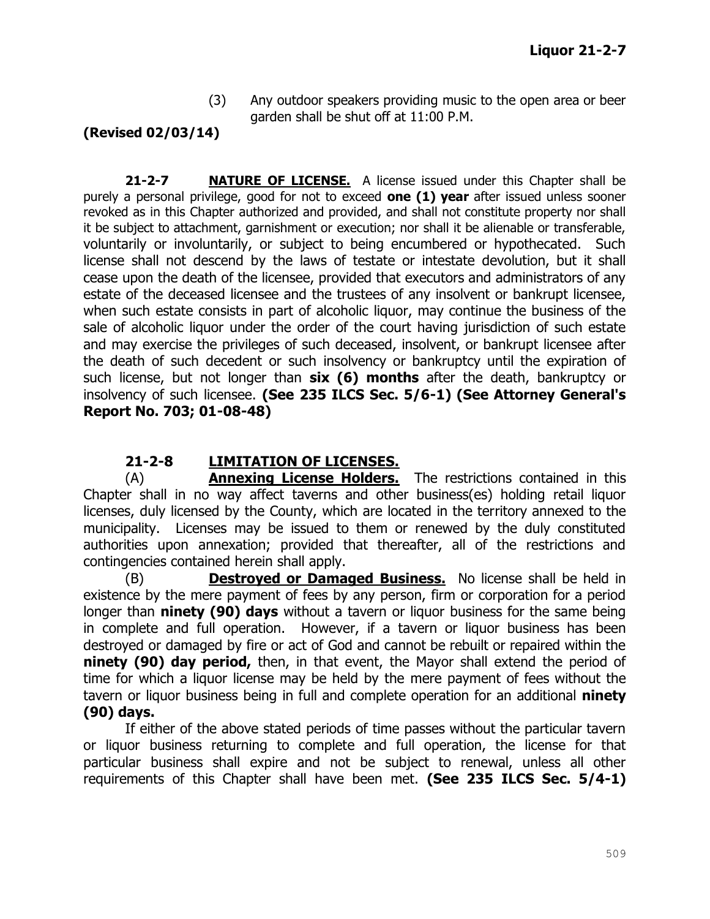(3) Any outdoor speakers providing music to the open area or beer garden shall be shut off at 11:00 P.M.

**(Revised 02/03/14)**

**21-2-7 NATURE OF LICENSE.** A license issued under this Chapter shall be purely a personal privilege, good for not to exceed **one (1) year** after issued unless sooner revoked as in this Chapter authorized and provided, and shall not constitute property nor shall it be subject to attachment, garnishment or execution; nor shall it be alienable or transferable, voluntarily or involuntarily, or subject to being encumbered or hypothecated. Such license shall not descend by the laws of testate or intestate devolution, but it shall cease upon the death of the licensee, provided that executors and administrators of any estate of the deceased licensee and the trustees of any insolvent or bankrupt licensee, when such estate consists in part of alcoholic liquor, may continue the business of the sale of alcoholic liquor under the order of the court having jurisdiction of such estate and may exercise the privileges of such deceased, insolvent, or bankrupt licensee after the death of such decedent or such insolvency or bankruptcy until the expiration of such license, but not longer than **six (6) months** after the death, bankruptcy or insolvency of such licensee. **(See 235 ILCS Sec. 5/6-1) (See Attorney General's Report No. 703; 01-08-48)**

**21-2-8 LIMITATION OF LICENSES.**

(A) **Annexing License Holders.** The restrictions contained in this Chapter shall in no way affect taverns and other business(es) holding retail liquor licenses, duly licensed by the County, which are located in the territory annexed to the municipality. Licenses may be issued to them or renewed by the duly constituted authorities upon annexation; provided that thereafter, all of the restrictions and contingencies contained herein shall apply.

(B) **Destroyed or Damaged Business.** No license shall be held in existence by the mere payment of fees by any person, firm or corporation for a period longer than **ninety (90) days** without a tavern or liquor business for the same being in complete and full operation. However, if a tavern or liquor business has been destroyed or damaged by fire or act of God and cannot be rebuilt or repaired within the **ninety (90) day period,** then, in that event, the Mayor shall extend the period of time for which a liquor license may be held by the mere payment of fees without the tavern or liquor business being in full and complete operation for an additional **ninety (90) days.**

If either of the above stated periods of time passes without the particular tavern or liquor business returning to complete and full operation, the license for that particular business shall expire and not be subject to renewal, unless all other requirements of this Chapter shall have been met. **(See 235 ILCS Sec. 5/4-1)**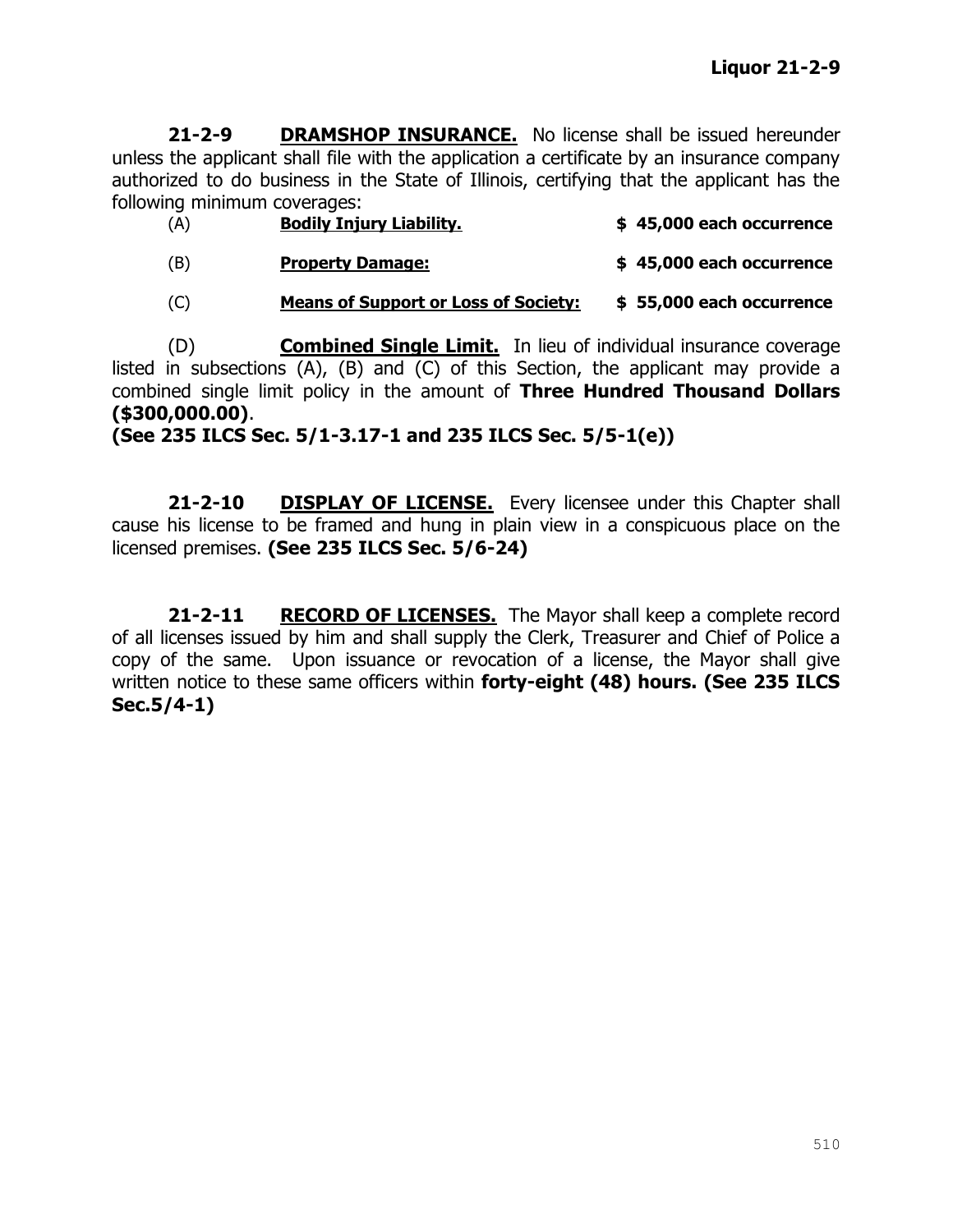**21-2-9 DRAMSHOP INSURANCE.** No license shall be issued hereunder unless the applicant shall file with the application a certificate by an insurance company authorized to do business in the State of Illinois, certifying that the applicant has the following minimum coverages:

| | | |
|---|---|---|
| (A) | **Bodily Injury Liability.** | **$ 45,000 each occurrence** |
| (B) | **Property Damage:** | **$ 45,000 each occurrence** |
| (C) | **Means of Support or Loss of Society:** | **$ 55,000 each occurrence** |

(D) **Combined Single Limit.** In lieu of individual insurance coverage listed in subsections (A), (B) and (C) of this Section, the applicant may provide a combined single limit policy in the amount of **Three Hundred Thousand Dollars ($300,000.00)**.
**(See 235 ILCS Sec. 5/1-3.17-1 and 235 ILCS Sec. 5/5-1(e))**

**21-2-10 DISPLAY OF LICENSE.** Every licensee under this Chapter shall cause his license to be framed and hung in plain view in a conspicuous place on the licensed premises. **(See 235 ILCS Sec. 5/6-24)**

**21-2-11 RECORD OF LICENSES.** The Mayor shall keep a complete record of all licenses issued by him and shall supply the Clerk, Treasurer and Chief of Police a copy of the same. Upon issuance or revocation of a license, the Mayor shall give written notice to these same officers within **forty-eight (48) hours. (See 235 ILCS Sec.5/4-1)**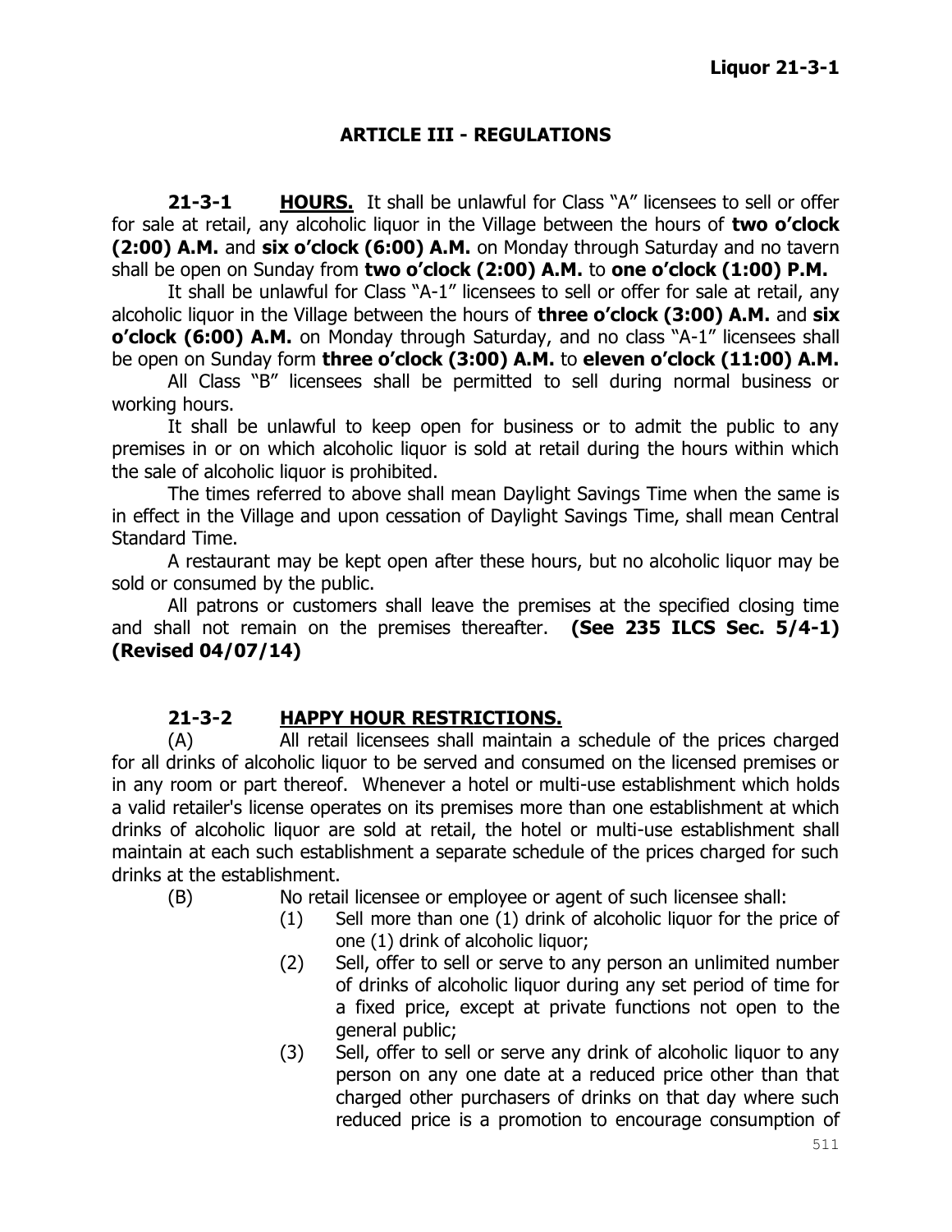## ARTICLE III - REGULATIONS

**21-3-1 HOURS.** It shall be unlawful for Class "A" licensees to sell or offer for sale at retail, any alcoholic liquor in the Village between the hours of **two o'clock (2:00) A.M.** and **six o'clock (6:00) A.M.** on Monday through Saturday and no tavern shall be open on Sunday from **two o'clock (2:00) A.M.** to **one o'clock (1:00) P.M.**

It shall be unlawful for Class "A-1" licensees to sell or offer for sale at retail, any alcoholic liquor in the Village between the hours of **three o'clock (3:00) A.M.** and **six o'clock (6:00) A.M.** on Monday through Saturday, and no class "A-1" licensees shall be open on Sunday form **three o'clock (3:00) A.M.** to **eleven o'clock (11:00) A.M.**

All Class "B" licensees shall be permitted to sell during normal business or working hours.

It shall be unlawful to keep open for business or to admit the public to any premises in or on which alcoholic liquor is sold at retail during the hours within which the sale of alcoholic liquor is prohibited.

The times referred to above shall mean Daylight Savings Time when the same is in effect in the Village and upon cessation of Daylight Savings Time, shall mean Central Standard Time.

A restaurant may be kept open after these hours, but no alcoholic liquor may be sold or consumed by the public.

All patrons or customers shall leave the premises at the specified closing time and shall not remain on the premises thereafter. **(See 235 ILCS Sec. 5/4-1) (Revised 04/07/14)**

**21-3-2 HAPPY HOUR RESTRICTIONS.**

(A) All retail licensees shall maintain a schedule of the prices charged for all drinks of alcoholic liquor to be served and consumed on the licensed premises or in any room or part thereof. Whenever a hotel or multi-use establishment which holds a valid retailer's license operates on its premises more than one establishment at which drinks of alcoholic liquor are sold at retail, the hotel or multi-use establishment shall maintain at each such establishment a separate schedule of the prices charged for such drinks at the establishment.

(B) No retail licensee or employee or agent of such licensee shall:

(1) Sell more than one (1) drink of alcoholic liquor for the price of one (1) drink of alcoholic liquor;

(2) Sell, offer to sell or serve to any person an unlimited number of drinks of alcoholic liquor during any set period of time for a fixed price, except at private functions not open to the general public;

(3) Sell, offer to sell or serve any drink of alcoholic liquor to any person on any one date at a reduced price other than that charged other purchasers of drinks on that day where such reduced price is a promotion to encourage consumption of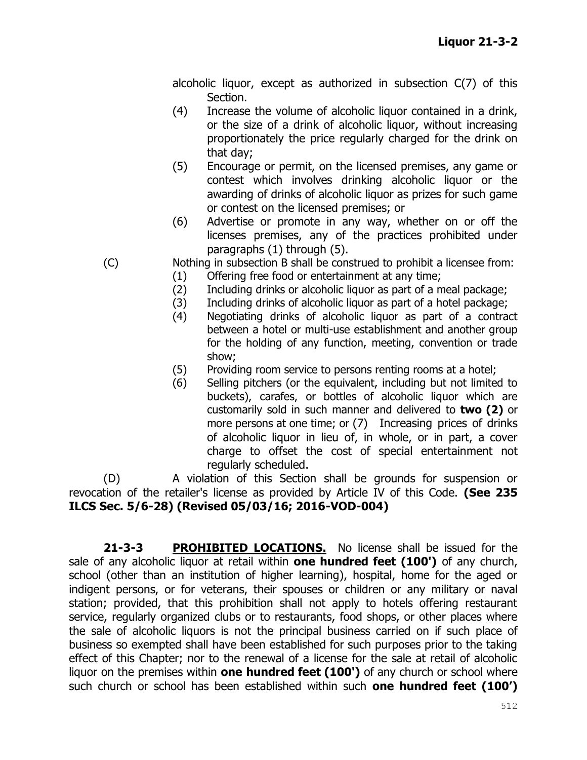alcoholic liquor, except as authorized in subsection C(7) of this Section.

(4) Increase the volume of alcoholic liquor contained in a drink, or the size of a drink of alcoholic liquor, without increasing proportionately the price regularly charged for the drink on that day;

(5) Encourage or permit, on the licensed premises, any game or contest which involves drinking alcoholic liquor or the awarding of drinks of alcoholic liquor as prizes for such game or contest on the licensed premises; or

(6) Advertise or promote in any way, whether on or off the licenses premises, any of the practices prohibited under paragraphs (1) through (5).

(C) Nothing in subsection B shall be construed to prohibit a licensee from:

(1) Offering free food or entertainment at any time;

(2) Including drinks or alcoholic liquor as part of a meal package;

(3) Including drinks of alcoholic liquor as part of a hotel package;

(4) Negotiating drinks of alcoholic liquor as part of a contract between a hotel or multi-use establishment and another group for the holding of any function, meeting, convention or trade show;

(5) Providing room service to persons renting rooms at a hotel;

(6) Selling pitchers (or the equivalent, including but not limited to buckets), carafes, or bottles of alcoholic liquor which are customarily sold in such manner and delivered to **two (2)** or more persons at one time; or (7) Increasing prices of drinks of alcoholic liquor in lieu of, in whole, or in part, a cover charge to offset the cost of special entertainment not regularly scheduled.

(D) A violation of this Section shall be grounds for suspension or revocation of the retailer's license as provided by Article IV of this Code. **(See 235 ILCS Sec. 5/6-28) (Revised 05/03/16; 2016-VOD-004)**

**21-3-3 PROHIBITED LOCATIONS.** No license shall be issued for the sale of any alcoholic liquor at retail within **one hundred feet (100')** of any church, school (other than an institution of higher learning), hospital, home for the aged or indigent persons, or for veterans, their spouses or children or any military or naval station; provided, that this prohibition shall not apply to hotels offering restaurant service, regularly organized clubs or to restaurants, food shops, or other places where the sale of alcoholic liquors is not the principal business carried on if such place of business so exempted shall have been established for such purposes prior to the taking effect of this Chapter; nor to the renewal of a license for the sale at retail of alcoholic liquor on the premises within **one hundred feet (100')** of any church or school where such church or school has been established within such **one hundred feet (100')**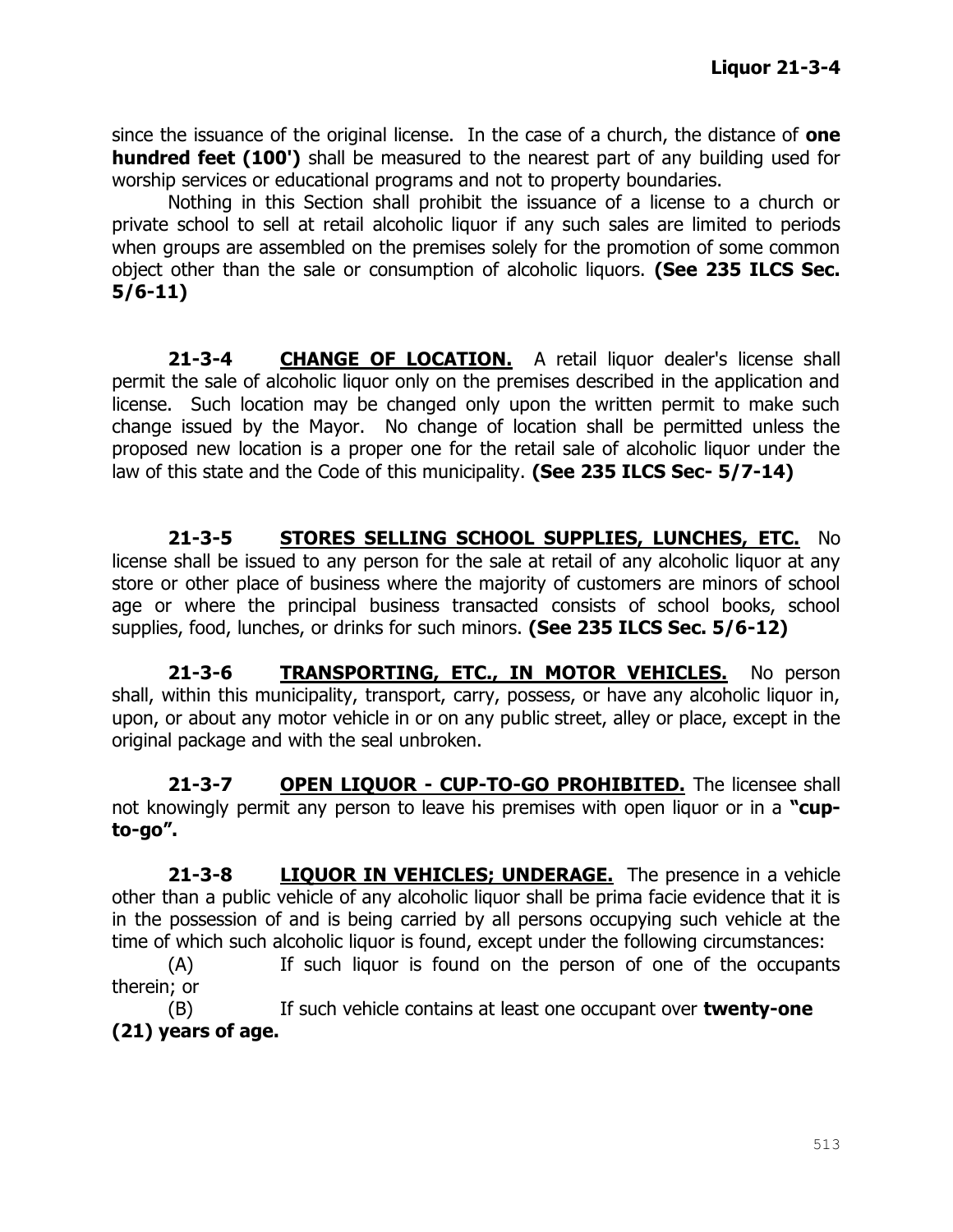since the issuance of the original license. In the case of a church, the distance of **one hundred feet (100')** shall be measured to the nearest part of any building used for worship services or educational programs and not to property boundaries.

Nothing in this Section shall prohibit the issuance of a license to a church or private school to sell at retail alcoholic liquor if any such sales are limited to periods when groups are assembled on the premises solely for the promotion of some common object other than the sale or consumption of alcoholic liquors. **(See 235 ILCS Sec. 5/6-11)**

**21-3-4 <u>CHANGE OF LOCATION.</u>** A retail liquor dealer's license shall permit the sale of alcoholic liquor only on the premises described in the application and license. Such location may be changed only upon the written permit to make such change issued by the Mayor. No change of location shall be permitted unless the proposed new location is a proper one for the retail sale of alcoholic liquor under the law of this state and the Code of this municipality. **(See 235 ILCS Sec- 5/7-14)**

**21-3-5 <u>STORES SELLING SCHOOL SUPPLIES, LUNCHES, ETC.</u>** No license shall be issued to any person for the sale at retail of any alcoholic liquor at any store or other place of business where the majority of customers are minors of school age or where the principal business transacted consists of school books, school supplies, food, lunches, or drinks for such minors. **(See 235 ILCS Sec. 5/6-12)**

**21-3-6 <u>TRANSPORTING, ETC., IN MOTOR VEHICLES.</u>** No person shall, within this municipality, transport, carry, possess, or have any alcoholic liquor in, upon, or about any motor vehicle in or on any public street, alley or place, except in the original package and with the seal unbroken.

**21-3-7 <u>OPEN LIQUOR - CUP-TO-GO PROHIBITED.</u>** The licensee shall not knowingly permit any person to leave his premises with open liquor or in a **"cup-to-go".**

**21-3-8 <u>LIQUOR IN VEHICLES; UNDERAGE.</u>** The presence in a vehicle other than a public vehicle of any alcoholic liquor shall be prima facie evidence that it is in the possession of and is being carried by all persons occupying such vehicle at the time of which such alcoholic liquor is found, except under the following circumstances:

(A) If such liquor is found on the person of one of the occupants therein; or

(B) If such vehicle contains at least one occupant over **twenty-one (21) years of age.**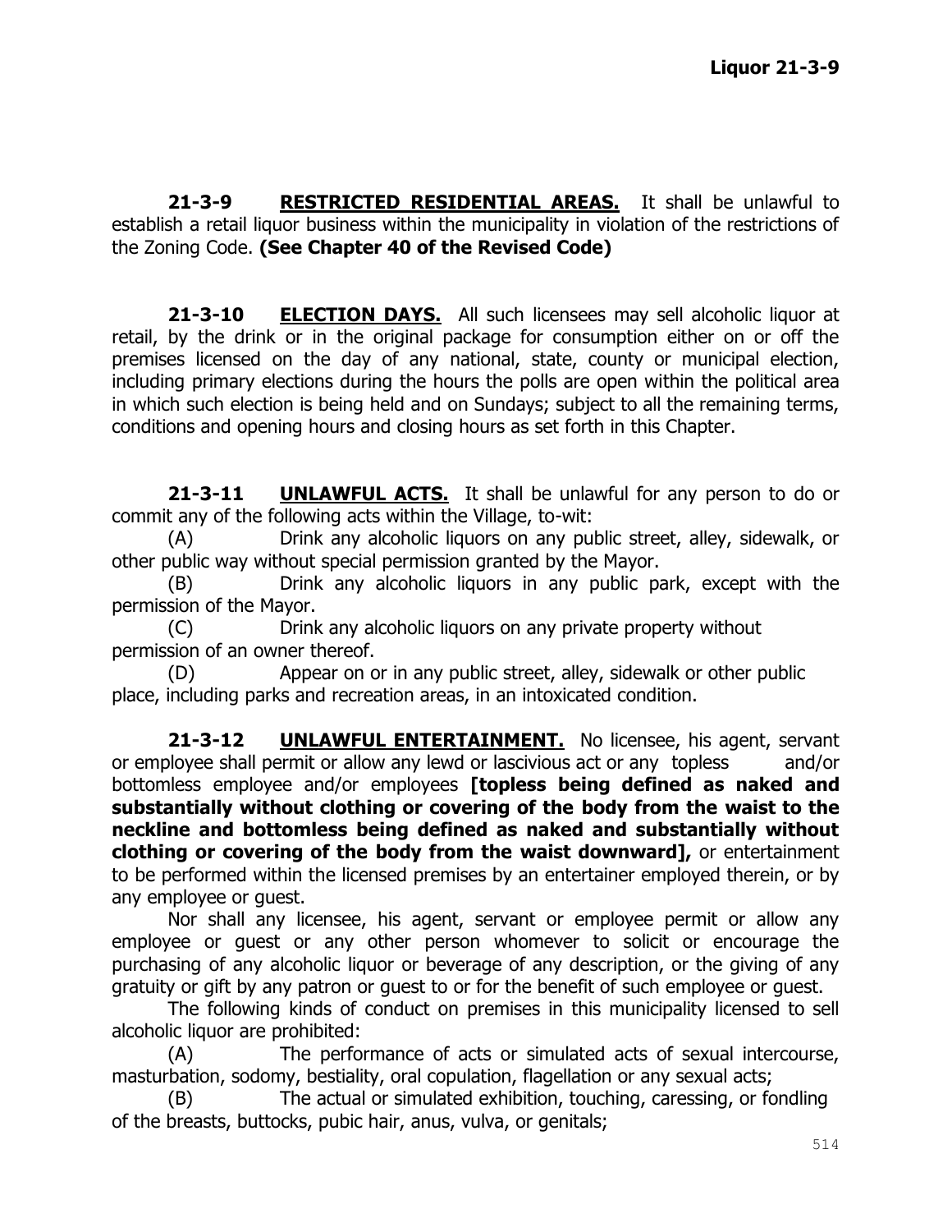**21-3-9 RESTRICTED RESIDENTIAL AREAS.** It shall be unlawful to establish a retail liquor business within the municipality in violation of the restrictions of the Zoning Code. **(See Chapter 40 of the Revised Code)**

**21-3-10 ELECTION DAYS.** All such licensees may sell alcoholic liquor at retail, by the drink or in the original package for consumption either on or off the premises licensed on the day of any national, state, county or municipal election, including primary elections during the hours the polls are open within the political area in which such election is being held and on Sundays; subject to all the remaining terms, conditions and opening hours and closing hours as set forth in this Chapter.

**21-3-11 UNLAWFUL ACTS.** It shall be unlawful for any person to do or commit any of the following acts within the Village, to-wit:

(A) Drink any alcoholic liquors on any public street, alley, sidewalk, or other public way without special permission granted by the Mayor.

(B) Drink any alcoholic liquors in any public park, except with the permission of the Mayor.

(C) Drink any alcoholic liquors on any private property without permission of an owner thereof.

(D) Appear on or in any public street, alley, sidewalk or other public place, including parks and recreation areas, in an intoxicated condition.

**21-3-12 UNLAWFUL ENTERTAINMENT.** No licensee, his agent, servant or employee shall permit or allow any lewd or lascivious act or any topless and/or bottomless employee and/or employees **[topless being defined as naked and substantially without clothing or covering of the body from the waist to the neckline and bottomless being defined as naked and substantially without clothing or covering of the body from the waist downward],** or entertainment to be performed within the licensed premises by an entertainer employed therein, or by any employee or guest.

Nor shall any licensee, his agent, servant or employee permit or allow any employee or guest or any other person whomever to solicit or encourage the purchasing of any alcoholic liquor or beverage of any description, or the giving of any gratuity or gift by any patron or guest to or for the benefit of such employee or guest.

The following kinds of conduct on premises in this municipality licensed to sell alcoholic liquor are prohibited:

(A) The performance of acts or simulated acts of sexual intercourse, masturbation, sodomy, bestiality, oral copulation, flagellation or any sexual acts;

(B) The actual or simulated exhibition, touching, caressing, or fondling of the breasts, buttocks, pubic hair, anus, vulva, or genitals;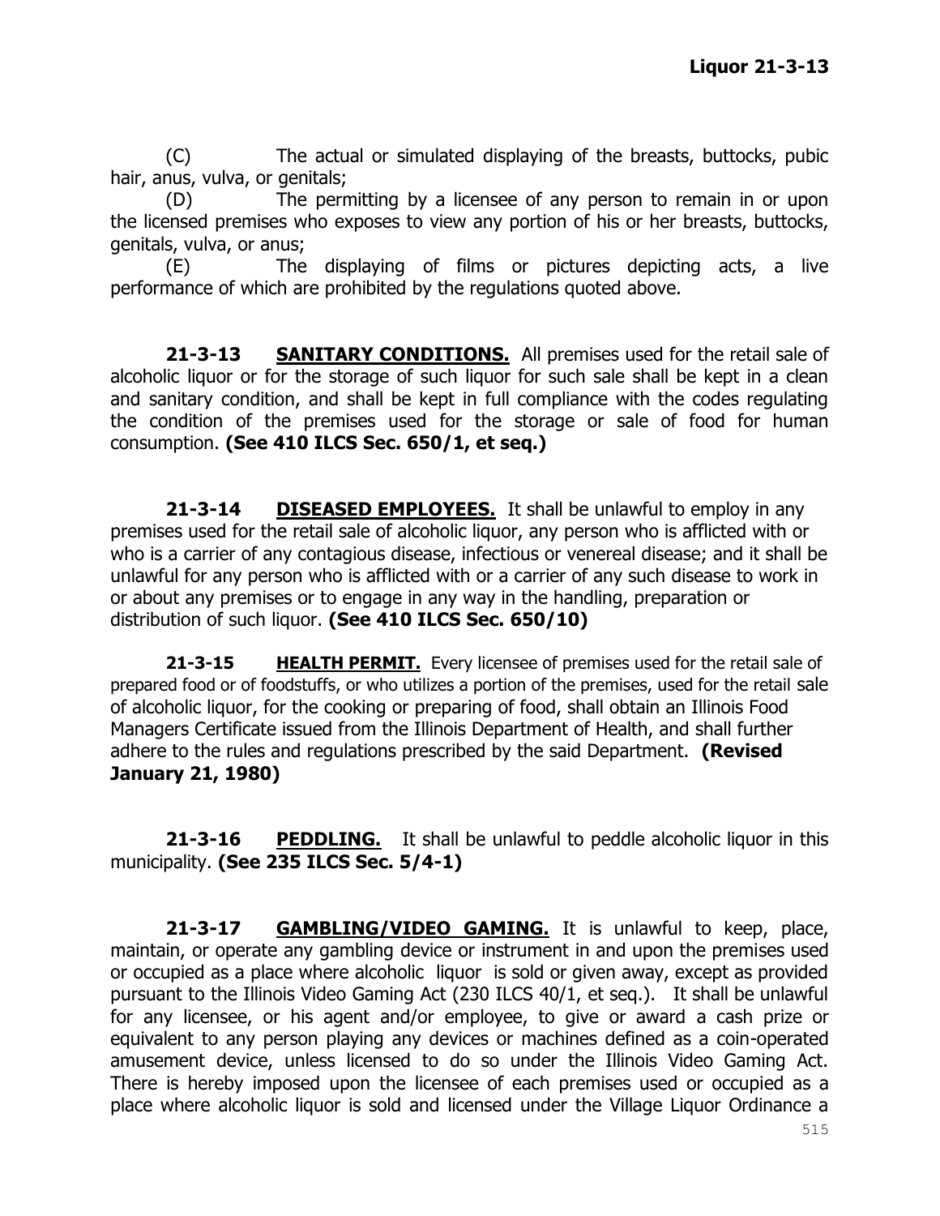(C) The actual or simulated displaying of the breasts, buttocks, pubic hair, anus, vulva, or genitals;

(D) The permitting by a licensee of any person to remain in or upon the licensed premises who exposes to view any portion of his or her breasts, buttocks, genitals, vulva, or anus;

(E) The displaying of films or pictures depicting acts, a live performance of which are prohibited by the regulations quoted above.

**21-3-13 <u>SANITARY CONDITIONS.</u>** All premises used for the retail sale of alcoholic liquor or for the storage of such liquor for such sale shall be kept in a clean and sanitary condition, and shall be kept in full compliance with the codes regulating the condition of the premises used for the storage or sale of food for human consumption. **(See 410 ILCS Sec. 650/1, et seq.)**

**21-3-14 <u>DISEASED EMPLOYEES.</u>** It shall be unlawful to employ in any premises used for the retail sale of alcoholic liquor, any person who is afflicted with or who is a carrier of any contagious disease, infectious or venereal disease; and it shall be unlawful for any person who is afflicted with or a carrier of any such disease to work in or about any premises or to engage in any way in the handling, preparation or distribution of such liquor. **(See 410 ILCS Sec. 650/10)**

**21-3-15 <u>HEALTH PERMIT.</u>** Every licensee of premises used for the retail sale of prepared food or of foodstuffs, or who utilizes a portion of the premises, used for the retail sale of alcoholic liquor, for the cooking or preparing of food, shall obtain an Illinois Food Managers Certificate issued from the Illinois Department of Health, and shall further adhere to the rules and regulations prescribed by the said Department. **(Revised January 21, 1980)**

**21-3-16 <u>PEDDLING.</u>** It shall be unlawful to peddle alcoholic liquor in this municipality. **(See 235 ILCS Sec. 5/4-1)**

**21-3-17 <u>GAMBLING/VIDEO GAMING.</u>** It is unlawful to keep, place, maintain, or operate any gambling device or instrument in and upon the premises used or occupied as a place where alcoholic liquor is sold or given away, except as provided pursuant to the Illinois Video Gaming Act (230 ILCS 40/1, et seq.). It shall be unlawful for any licensee, or his agent and/or employee, to give or award a cash prize or equivalent to any person playing any devices or machines defined as a coin-operated amusement device, unless licensed to do so under the Illinois Video Gaming Act. There is hereby imposed upon the licensee of each premises used or occupied as a place where alcoholic liquor is sold and licensed under the Village Liquor Ordinance a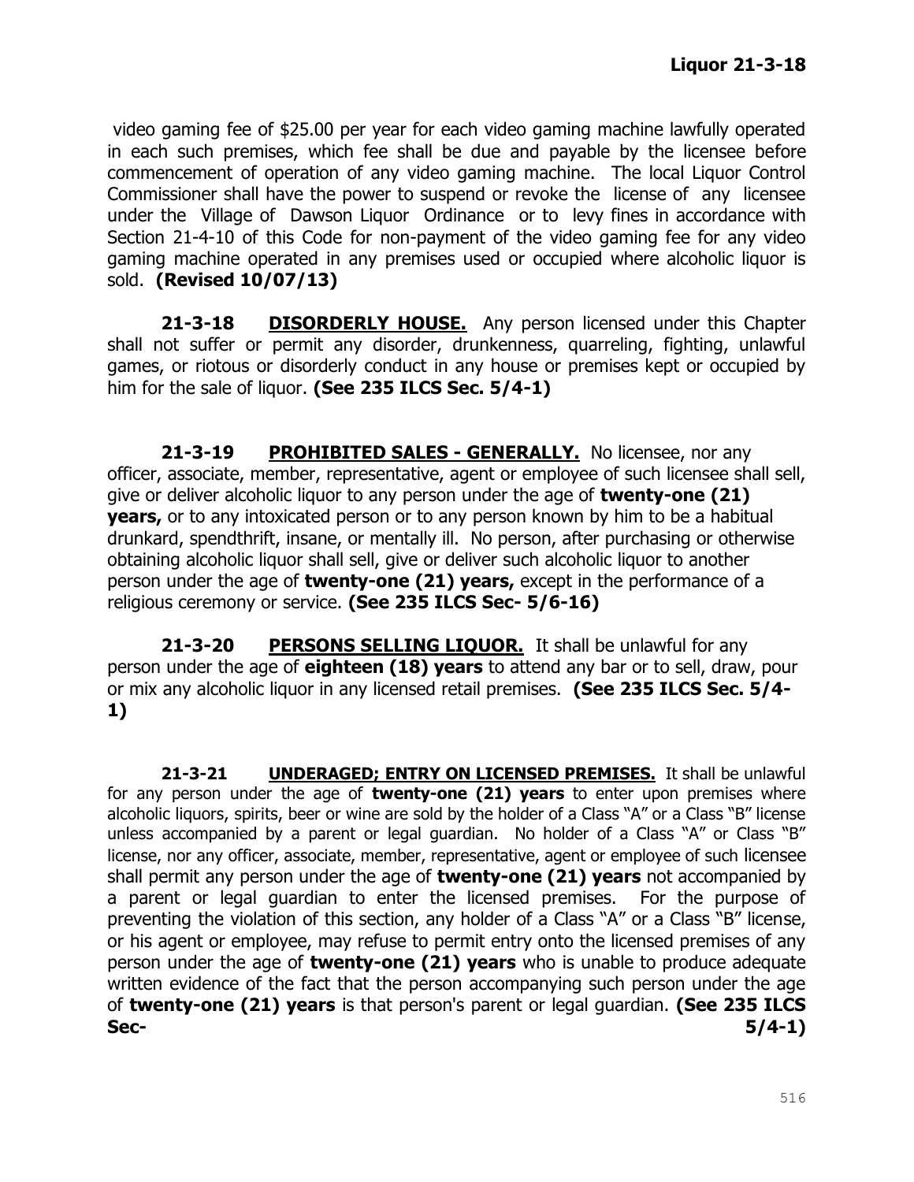video gaming fee of $25.00 per year for each video gaming machine lawfully operated in each such premises, which fee shall be due and payable by the licensee before commencement of operation of any video gaming machine. The local Liquor Control Commissioner shall have the power to suspend or revoke the license of any licensee under the Village of Dawson Liquor Ordinance or to levy fines in accordance with Section 21-4-10 of this Code for non-payment of the video gaming fee for any video gaming machine operated in any premises used or occupied where alcoholic liquor is sold. **(Revised 10/07/13)**

**21-3-18 <u>DISORDERLY HOUSE.</u>** Any person licensed under this Chapter shall not suffer or permit any disorder, drunkenness, quarreling, fighting, unlawful games, or riotous or disorderly conduct in any house or premises kept or occupied by him for the sale of liquor. **(See 235 ILCS Sec. 5/4-1)**

**21-3-19 <u>PROHIBITED SALES - GENERALLY.</u>** No licensee, nor any officer, associate, member, representative, agent or employee of such licensee shall sell, give or deliver alcoholic liquor to any person under the age of **twenty-one (21) years,** or to any intoxicated person or to any person known by him to be a habitual drunkard, spendthrift, insane, or mentally ill. No person, after purchasing or otherwise obtaining alcoholic liquor shall sell, give or deliver such alcoholic liquor to another person under the age of **twenty-one (21) years,** except in the performance of a religious ceremony or service. **(See 235 ILCS Sec- 5/6-16)**

**21-3-20 <u>PERSONS SELLING LIQUOR.</u>** It shall be unlawful for any person under the age of **eighteen (18) years** to attend any bar or to sell, draw, pour or mix any alcoholic liquor in any licensed retail premises. **(See 235 ILCS Sec. 5/4-1)**

**21-3-21 <u>UNDERAGED; ENTRY ON LICENSED PREMISES.</u>** It shall be unlawful for any person under the age of **twenty-one (21) years** to enter upon premises where alcoholic liquors, spirits, beer or wine are sold by the holder of a Class "A" or a Class "B" license unless accompanied by a parent or legal guardian. No holder of a Class "A" or Class "B" license, nor any officer, associate, member, representative, agent or employee of such licensee shall permit any person under the age of **twenty-one (21) years** not accompanied by a parent or legal guardian to enter the licensed premises. For the purpose of preventing the violation of this section, any holder of a Class "A" or a Class "B" license, or his agent or employee, may refuse to permit entry onto the licensed premises of any person under the age of **twenty-one (21) years** who is unable to produce adequate written evidence of the fact that the person accompanying such person under the age of **twenty-one (21) years** is that person's parent or legal guardian. **(See 235 ILCS Sec- 5/4-1)**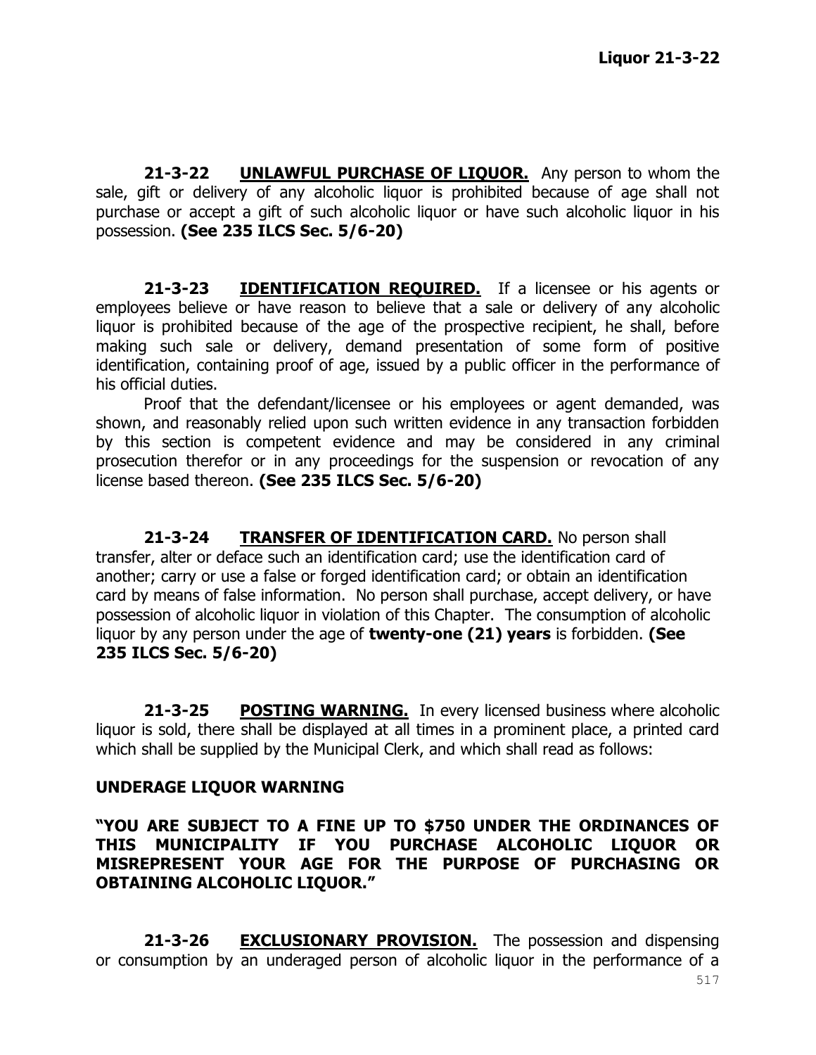**21-3-22 UNLAWFUL PURCHASE OF LIQUOR.** Any person to whom the sale, gift or delivery of any alcoholic liquor is prohibited because of age shall not purchase or accept a gift of such alcoholic liquor or have such alcoholic liquor in his possession. **(See 235 ILCS Sec. 5/6-20)**

**21-3-23 IDENTIFICATION REQUIRED.** If a licensee or his agents or employees believe or have reason to believe that a sale or delivery of any alcoholic liquor is prohibited because of the age of the prospective recipient, he shall, before making such sale or delivery, demand presentation of some form of positive identification, containing proof of age, issued by a public officer in the performance of his official duties.

Proof that the defendant/licensee or his employees or agent demanded, was shown, and reasonably relied upon such written evidence in any transaction forbidden by this section is competent evidence and may be considered in any criminal prosecution therefor or in any proceedings for the suspension or revocation of any license based thereon. **(See 235 ILCS Sec. 5/6-20)**

**21-3-24 TRANSFER OF IDENTIFICATION CARD.** No person shall transfer, alter or deface such an identification card; use the identification card of another; carry or use a false or forged identification card; or obtain an identification card by means of false information. No person shall purchase, accept delivery, or have possession of alcoholic liquor in violation of this Chapter. The consumption of alcoholic liquor by any person under the age of **twenty-one (21) years** is forbidden. **(See 235 ILCS Sec. 5/6-20)**

**21-3-25 POSTING WARNING.** In every licensed business where alcoholic liquor is sold, there shall be displayed at all times in a prominent place, a printed card which shall be supplied by the Municipal Clerk, and which shall read as follows:

**UNDERAGE LIQUOR WARNING**

**"YOU ARE SUBJECT TO A FINE UP TO $750 UNDER THE ORDINANCES OF THIS MUNICIPALITY IF YOU PURCHASE ALCOHOLIC LIQUOR OR MISREPRESENT YOUR AGE FOR THE PURPOSE OF PURCHASING OR OBTAINING ALCOHOLIC LIQUOR."**

**21-3-26 EXCLUSIONARY PROVISION.** The possession and dispensing or consumption by an underaged person of alcoholic liquor in the performance of a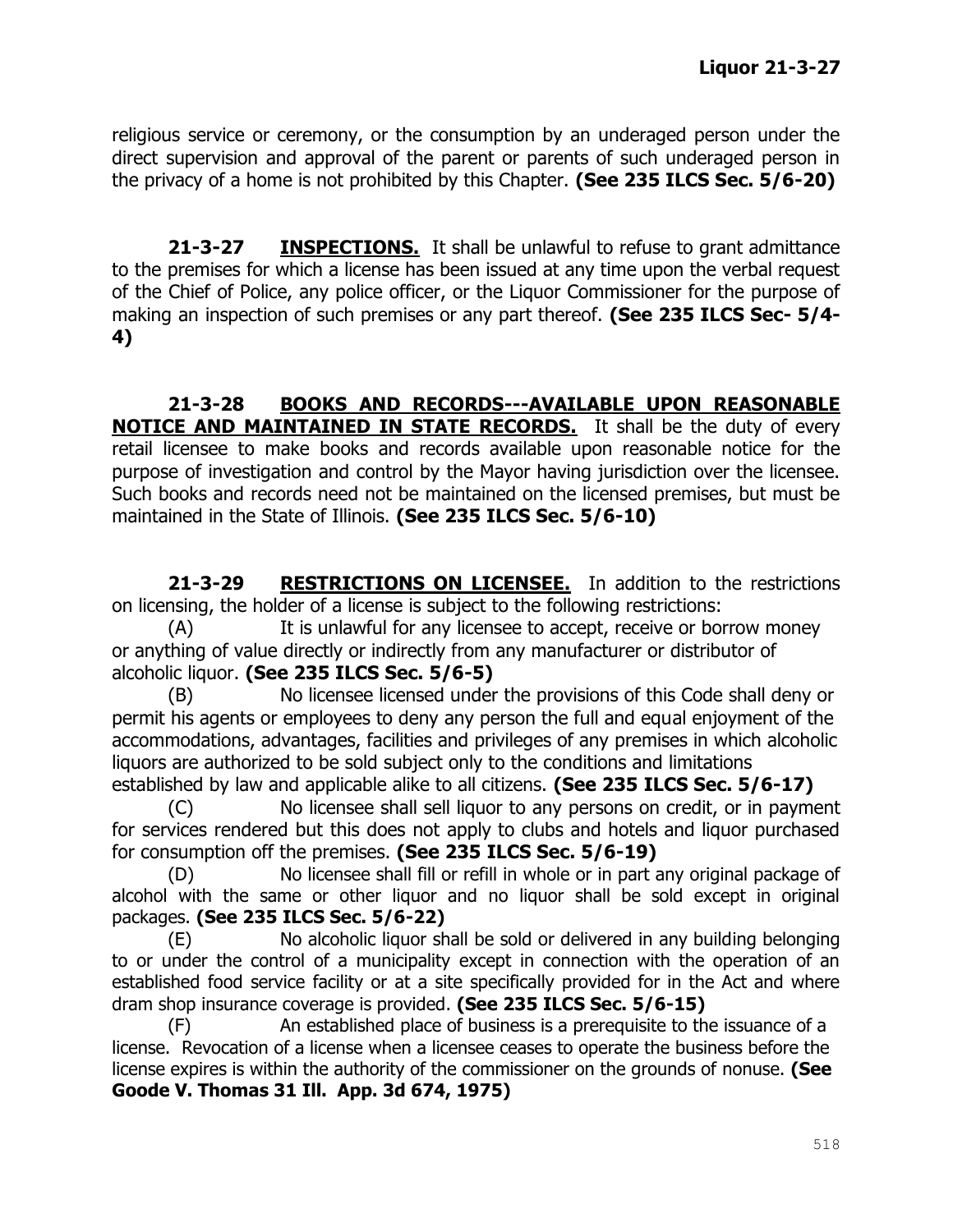religious service or ceremony, or the consumption by an underaged person under the direct supervision and approval of the parent or parents of such underaged person in the privacy of a home is not prohibited by this Chapter. **(See 235 ILCS Sec. 5/6-20)**

**21-3-27 INSPECTIONS.** It shall be unlawful to refuse to grant admittance to the premises for which a license has been issued at any time upon the verbal request of the Chief of Police, any police officer, or the Liquor Commissioner for the purpose of making an inspection of such premises or any part thereof. **(See 235 ILCS Sec- 5/4-4)**

**21-3-28 BOOKS AND RECORDS---AVAILABLE UPON REASONABLE NOTICE AND MAINTAINED IN STATE RECORDS.** It shall be the duty of every retail licensee to make books and records available upon reasonable notice for the purpose of investigation and control by the Mayor having jurisdiction over the licensee. Such books and records need not be maintained on the licensed premises, but must be maintained in the State of Illinois. **(See 235 ILCS Sec. 5/6-10)**

**21-3-29 RESTRICTIONS ON LICENSEE.** In addition to the restrictions on licensing, the holder of a license is subject to the following restrictions:

(A) It is unlawful for any licensee to accept, receive or borrow money or anything of value directly or indirectly from any manufacturer or distributor of alcoholic liquor. **(See 235 ILCS Sec. 5/6-5)**

(B) No licensee licensed under the provisions of this Code shall deny or permit his agents or employees to deny any person the full and equal enjoyment of the accommodations, advantages, facilities and privileges of any premises in which alcoholic liquors are authorized to be sold subject only to the conditions and limitations established by law and applicable alike to all citizens. **(See 235 ILCS Sec. 5/6-17)**

(C) No licensee shall sell liquor to any persons on credit, or in payment for services rendered but this does not apply to clubs and hotels and liquor purchased for consumption off the premises. **(See 235 ILCS Sec. 5/6-19)**

(D) No licensee shall fill or refill in whole or in part any original package of alcohol with the same or other liquor and no liquor shall be sold except in original packages. **(See 235 ILCS Sec. 5/6-22)**

(E) No alcoholic liquor shall be sold or delivered in any building belonging to or under the control of a municipality except in connection with the operation of an established food service facility or at a site specifically provided for in the Act and where dram shop insurance coverage is provided. **(See 235 ILCS Sec. 5/6-15)**

(F) An established place of business is a prerequisite to the issuance of a license. Revocation of a license when a licensee ceases to operate the business before the license expires is within the authority of the commissioner on the grounds of nonuse. **(See Goode V. Thomas 31 Ill. App. 3d 674, 1975)**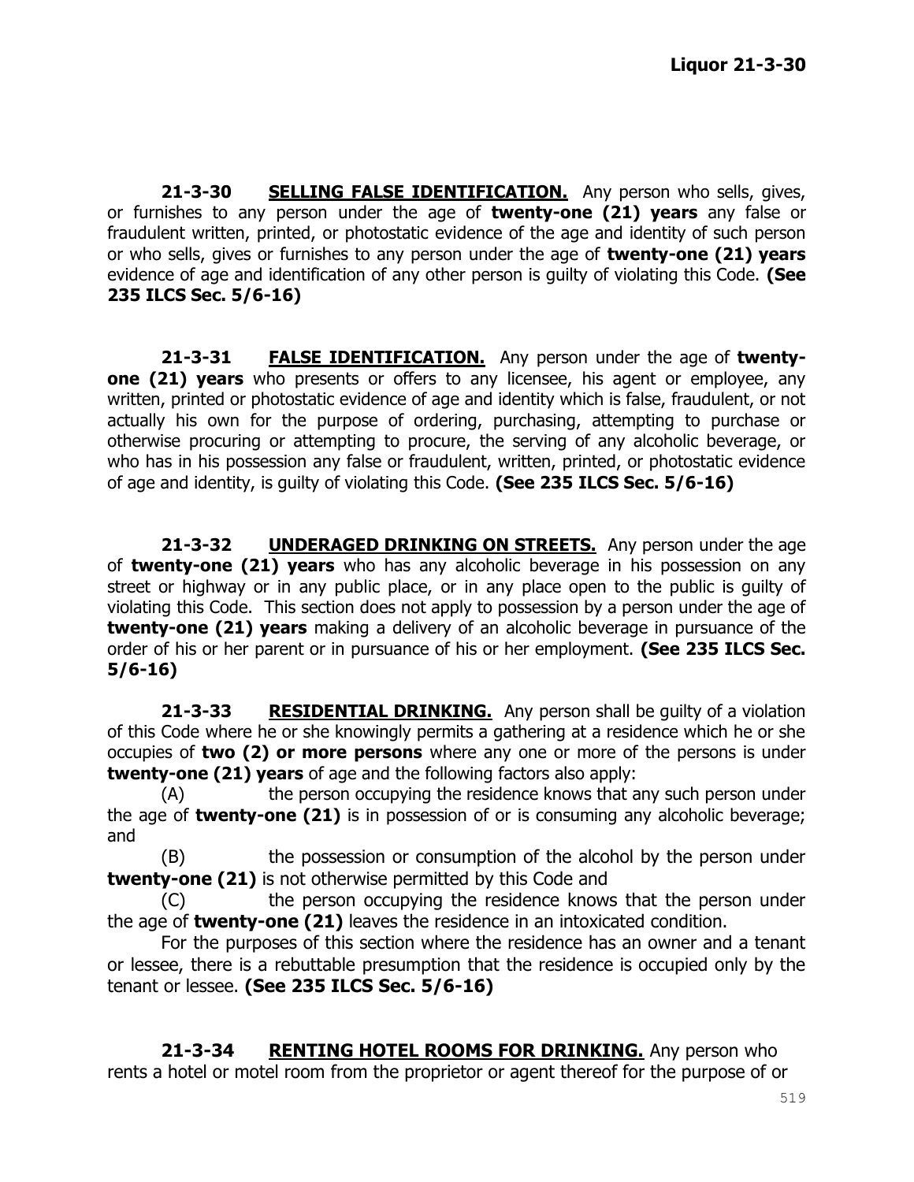**21-3-30 SELLING FALSE IDENTIFICATION.** Any person who sells, gives, or furnishes to any person under the age of **twenty-one (21) years** any false or fraudulent written, printed, or photostatic evidence of the age and identity of such person or who sells, gives or furnishes to any person under the age of **twenty-one (21) years** evidence of age and identification of any other person is guilty of violating this Code. **(See 235 ILCS Sec. 5/6-16)**

**21-3-31 FALSE IDENTIFICATION.** Any person under the age of **twenty-one (21) years** who presents or offers to any licensee, his agent or employee, any written, printed or photostatic evidence of age and identity which is false, fraudulent, or not actually his own for the purpose of ordering, purchasing, attempting to purchase or otherwise procuring or attempting to procure, the serving of any alcoholic beverage, or who has in his possession any false or fraudulent, written, printed, or photostatic evidence of age and identity, is guilty of violating this Code. **(See 235 ILCS Sec. 5/6-16)**

**21-3-32 UNDERAGED DRINKING ON STREETS.** Any person under the age of **twenty-one (21) years** who has any alcoholic beverage in his possession on any street or highway or in any public place, or in any place open to the public is guilty of violating this Code. This section does not apply to possession by a person under the age of **twenty-one (21) years** making a delivery of an alcoholic beverage in pursuance of the order of his or her parent or in pursuance of his or her employment. **(See 235 ILCS Sec. 5/6-16)**

**21-3-33 RESIDENTIAL DRINKING.** Any person shall be guilty of a violation of this Code where he or she knowingly permits a gathering at a residence which he or she occupies of **two (2) or more persons** where any one or more of the persons is under **twenty-one (21) years** of age and the following factors also apply:

(A) the person occupying the residence knows that any such person under the age of **twenty-one (21)** is in possession of or is consuming any alcoholic beverage; and

(B) the possession or consumption of the alcohol by the person under **twenty-one (21)** is not otherwise permitted by this Code and

(C) the person occupying the residence knows that the person under the age of **twenty-one (21)** leaves the residence in an intoxicated condition.

For the purposes of this section where the residence has an owner and a tenant or lessee, there is a rebuttable presumption that the residence is occupied only by the tenant or lessee. **(See 235 ILCS Sec. 5/6-16)**

**21-3-34 RENTING HOTEL ROOMS FOR DRINKING.** Any person who rents a hotel or motel room from the proprietor or agent thereof for the purpose of or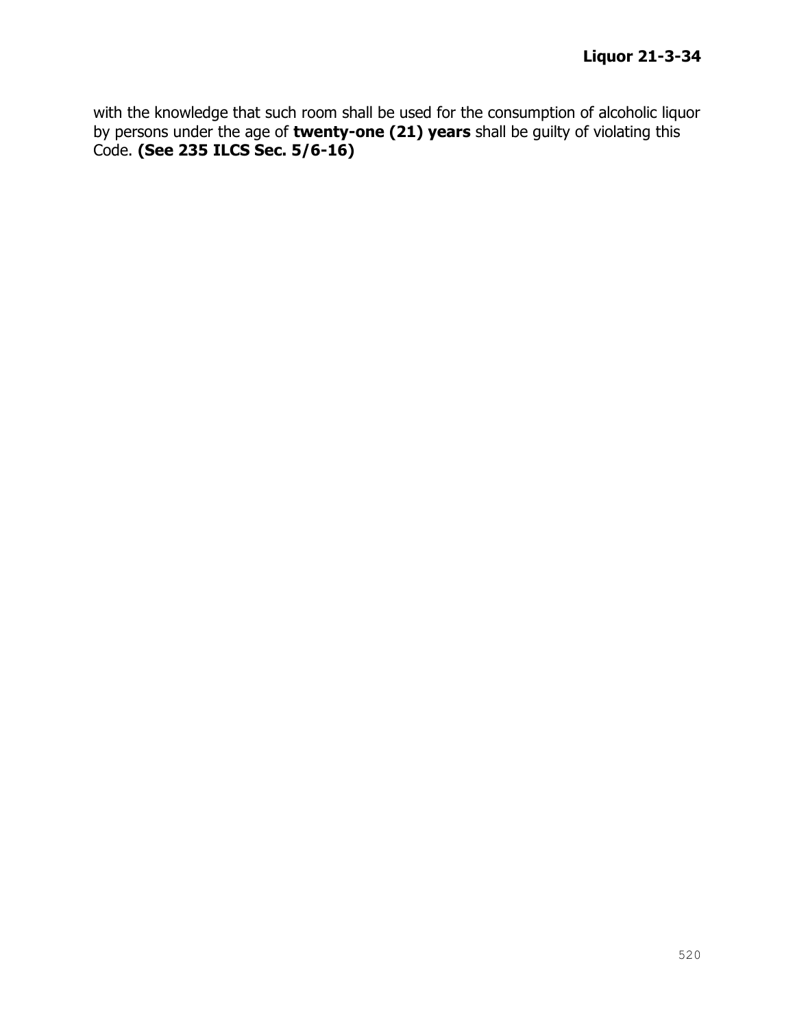with the knowledge that such room shall be used for the consumption of alcoholic liquor by persons under the age of **twenty-one (21) years** shall be guilty of violating this Code. **(See 235 ILCS Sec. 5/6-16)**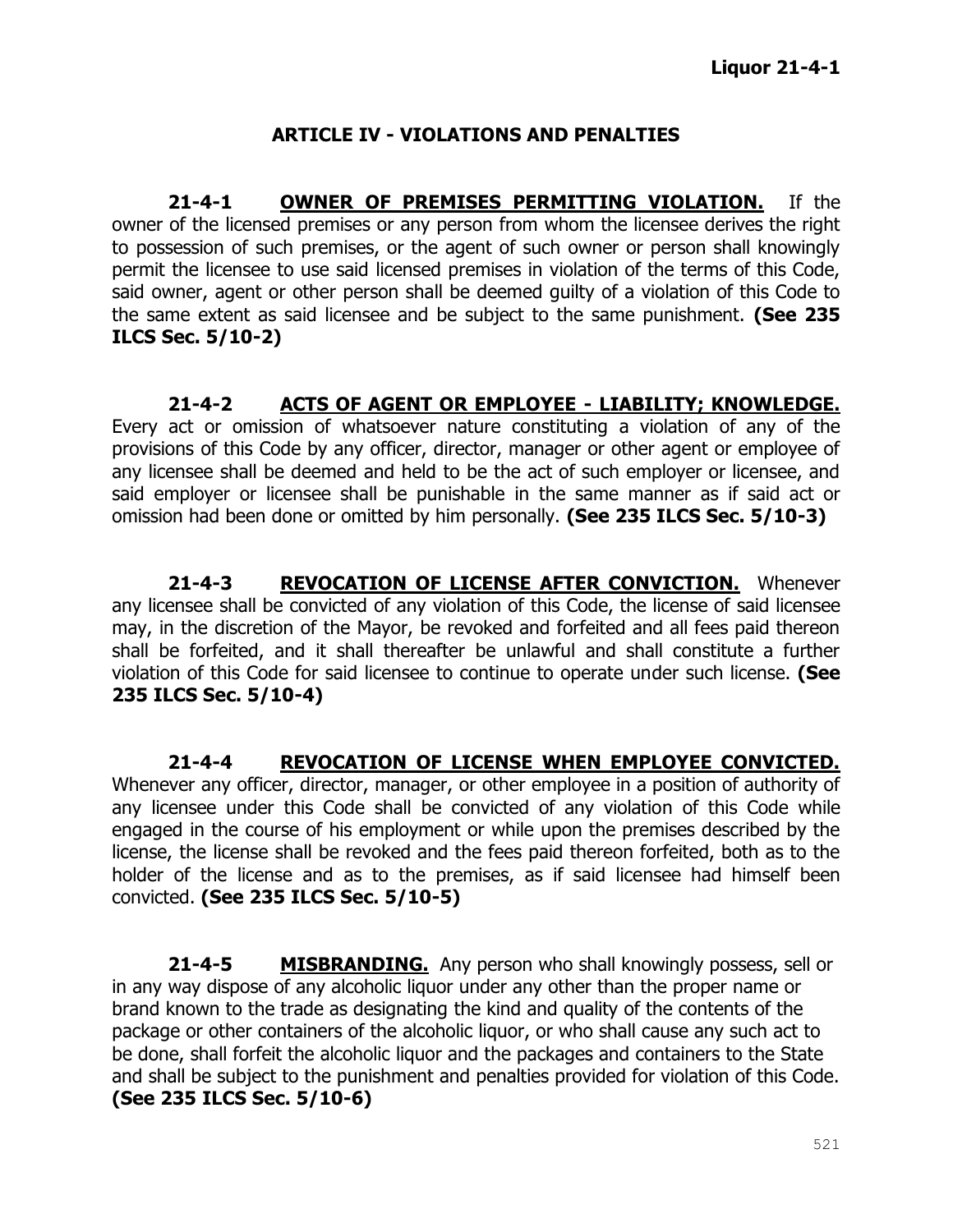## ARTICLE IV - VIOLATIONS AND PENALTIES

**21-4-1 OWNER OF PREMISES PERMITTING VIOLATION.** If the owner of the licensed premises or any person from whom the licensee derives the right to possession of such premises, or the agent of such owner or person shall knowingly permit the licensee to use said licensed premises in violation of the terms of this Code, said owner, agent or other person shall be deemed guilty of a violation of this Code to the same extent as said licensee and be subject to the same punishment. **(See 235 ILCS Sec. 5/10-2)**

**21-4-2 ACTS OF AGENT OR EMPLOYEE - LIABILITY; KNOWLEDGE.** Every act or omission of whatsoever nature constituting a violation of any of the provisions of this Code by any officer, director, manager or other agent or employee of any licensee shall be deemed and held to be the act of such employer or licensee, and said employer or licensee shall be punishable in the same manner as if said act or omission had been done or omitted by him personally. **(See 235 ILCS Sec. 5/10-3)**

**21-4-3 REVOCATION OF LICENSE AFTER CONVICTION.** Whenever any licensee shall be convicted of any violation of this Code, the license of said licensee may, in the discretion of the Mayor, be revoked and forfeited and all fees paid thereon shall be forfeited, and it shall thereafter be unlawful and shall constitute a further violation of this Code for said licensee to continue to operate under such license. **(See 235 ILCS Sec. 5/10-4)**

**21-4-4 REVOCATION OF LICENSE WHEN EMPLOYEE CONVICTED.** Whenever any officer, director, manager, or other employee in a position of authority of any licensee under this Code shall be convicted of any violation of this Code while engaged in the course of his employment or while upon the premises described by the license, the license shall be revoked and the fees paid thereon forfeited, both as to the holder of the license and as to the premises, as if said licensee had himself been convicted. **(See 235 ILCS Sec. 5/10-5)**

**21-4-5 MISBRANDING.** Any person who shall knowingly possess, sell or in any way dispose of any alcoholic liquor under any other than the proper name or brand known to the trade as designating the kind and quality of the contents of the package or other containers of the alcoholic liquor, or who shall cause any such act to be done, shall forfeit the alcoholic liquor and the packages and containers to the State and shall be subject to the punishment and penalties provided for violation of this Code. **(See 235 ILCS Sec. 5/10-6)**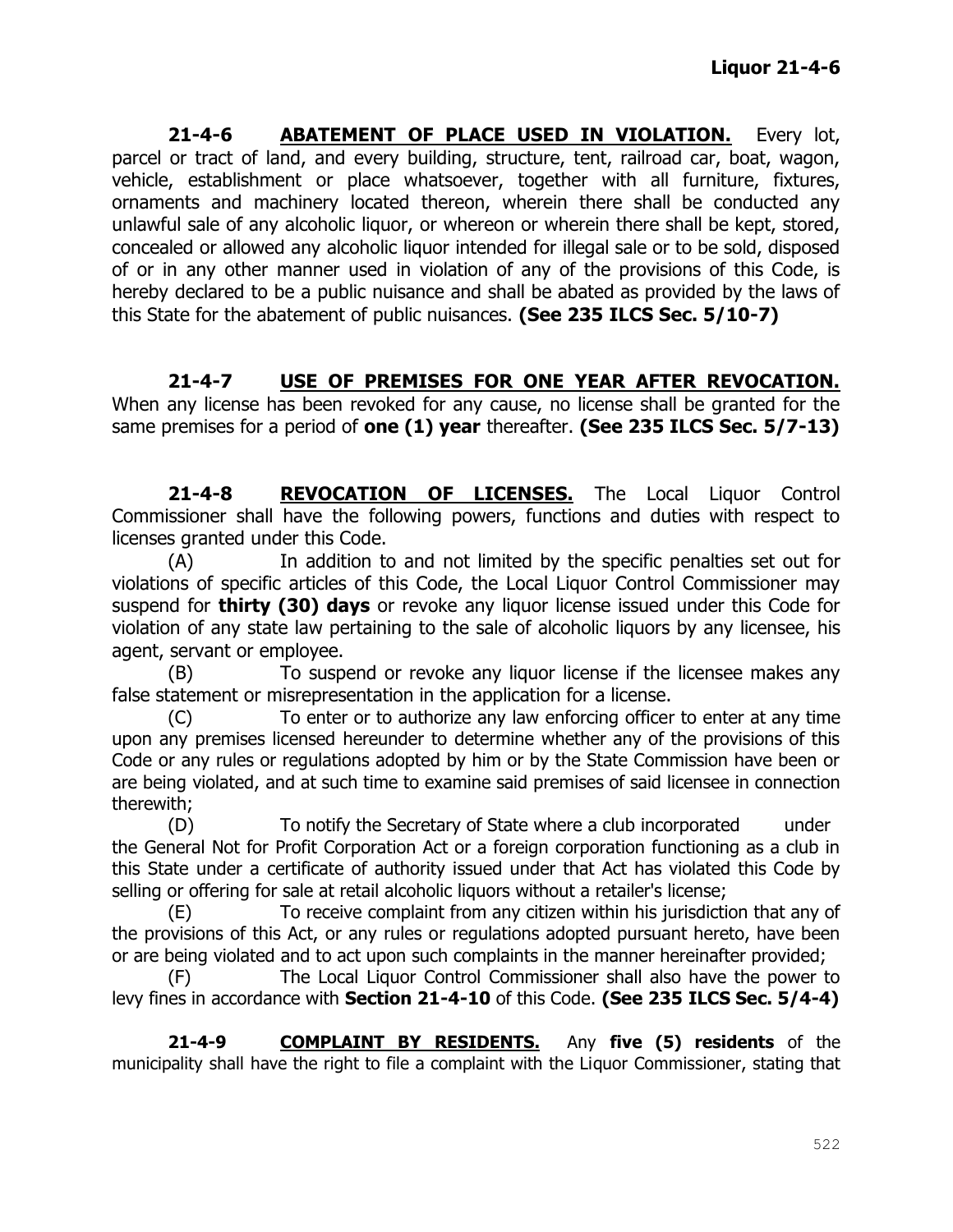**21-4-6 ABATEMENT OF PLACE USED IN VIOLATION.** Every lot, parcel or tract of land, and every building, structure, tent, railroad car, boat, wagon, vehicle, establishment or place whatsoever, together with all furniture, fixtures, ornaments and machinery located thereon, wherein there shall be conducted any unlawful sale of any alcoholic liquor, or whereon or wherein there shall be kept, stored, concealed or allowed any alcoholic liquor intended for illegal sale or to be sold, disposed of or in any other manner used in violation of any of the provisions of this Code, is hereby declared to be a public nuisance and shall be abated as provided by the laws of this State for the abatement of public nuisances. **(See 235 ILCS Sec. 5/10-7)**

**21-4-7 USE OF PREMISES FOR ONE YEAR AFTER REVOCATION.** When any license has been revoked for any cause, no license shall be granted for the same premises for a period of **one (1) year** thereafter. **(See 235 ILCS Sec. 5/7-13)**

**21-4-8 REVOCATION OF LICENSES.** The Local Liquor Control Commissioner shall have the following powers, functions and duties with respect to licenses granted under this Code.

(A) In addition to and not limited by the specific penalties set out for violations of specific articles of this Code, the Local Liquor Control Commissioner may suspend for **thirty (30) days** or revoke any liquor license issued under this Code for violation of any state law pertaining to the sale of alcoholic liquors by any licensee, his agent, servant or employee.

(B) To suspend or revoke any liquor license if the licensee makes any false statement or misrepresentation in the application for a license.

(C) To enter or to authorize any law enforcing officer to enter at any time upon any premises licensed hereunder to determine whether any of the provisions of this Code or any rules or regulations adopted by him or by the State Commission have been or are being violated, and at such time to examine said premises of said licensee in connection therewith;

(D) To notify the Secretary of State where a club incorporated under the General Not for Profit Corporation Act or a foreign corporation functioning as a club in this State under a certificate of authority issued under that Act has violated this Code by selling or offering for sale at retail alcoholic liquors without a retailer's license;

(E) To receive complaint from any citizen within his jurisdiction that any of the provisions of this Act, or any rules or regulations adopted pursuant hereto, have been or are being violated and to act upon such complaints in the manner hereinafter provided;

(F) The Local Liquor Control Commissioner shall also have the power to levy fines in accordance with **Section 21-4-10** of this Code. **(See 235 ILCS Sec. 5/4-4)**

**21-4-9 COMPLAINT BY RESIDENTS.** Any **five (5) residents** of the municipality shall have the right to file a complaint with the Liquor Commissioner, stating that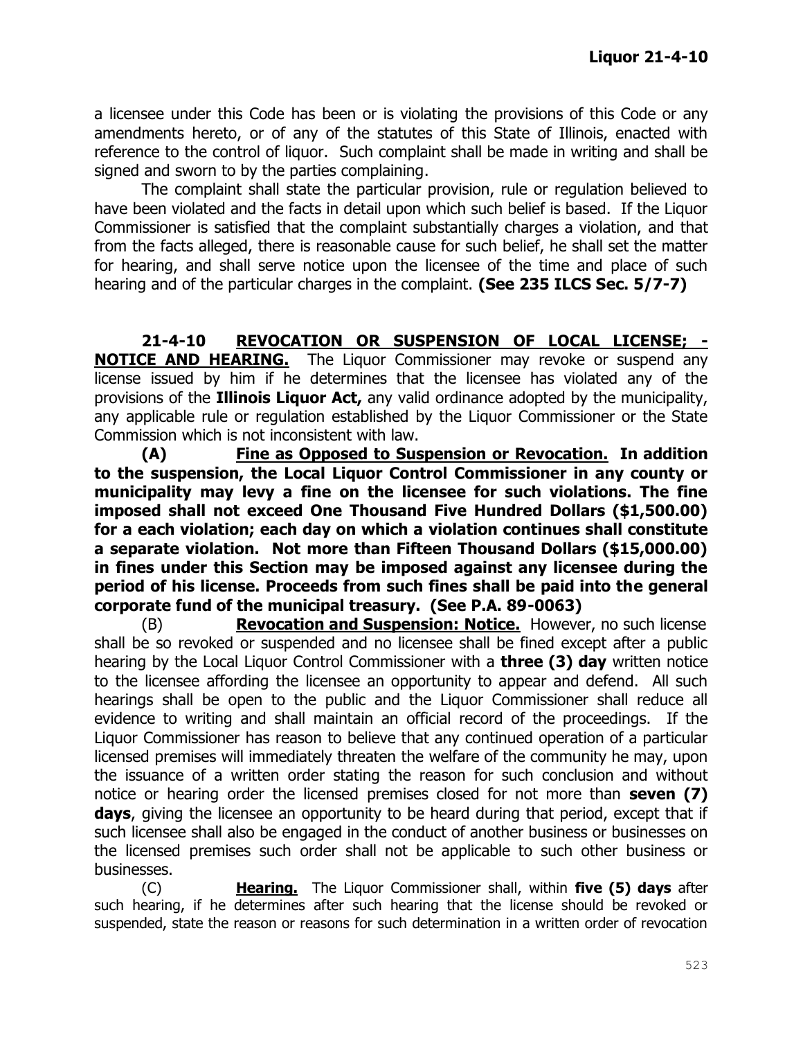a licensee under this Code has been or is violating the provisions of this Code or any amendments hereto, or of any of the statutes of this State of Illinois, enacted with reference to the control of liquor. Such complaint shall be made in writing and shall be signed and sworn to by the parties complaining.

The complaint shall state the particular provision, rule or regulation believed to have been violated and the facts in detail upon which such belief is based. If the Liquor Commissioner is satisfied that the complaint substantially charges a violation, and that from the facts alleged, there is reasonable cause for such belief, he shall set the matter for hearing, and shall serve notice upon the licensee of the time and place of such hearing and of the particular charges in the complaint. **(See 235 ILCS Sec. 5/7-7)**

**21-4-10 <u>REVOCATION OR SUSPENSION OF LOCAL LICENSE; - NOTICE AND HEARING.</u>** The Liquor Commissioner may revoke or suspend any license issued by him if he determines that the licensee has violated any of the provisions of the **Illinois Liquor Act,** any valid ordinance adopted by the municipality, any applicable rule or regulation established by the Liquor Commissioner or the State Commission which is not inconsistent with law.

**(A) <u>Fine as Opposed to Suspension or Revocation.</u> In addition to the suspension, the Local Liquor Control Commissioner in any county or municipality may levy a fine on the licensee for such violations. The fine imposed shall not exceed One Thousand Five Hundred Dollars ($1,500.00) for a each violation; each day on which a violation continues shall constitute a separate violation. Not more than Fifteen Thousand Dollars ($15,000.00) in fines under this Section may be imposed against any licensee during the period of his license. Proceeds from such fines shall be paid into the general corporate fund of the municipal treasury. (See P.A. 89-0063)**

(B) **<u>Revocation and Suspension: Notice.</u>** However, no such license shall be so revoked or suspended and no licensee shall be fined except after a public hearing by the Local Liquor Control Commissioner with a **three (3) day** written notice to the licensee affording the licensee an opportunity to appear and defend. All such hearings shall be open to the public and the Liquor Commissioner shall reduce all evidence to writing and shall maintain an official record of the proceedings. If the Liquor Commissioner has reason to believe that any continued operation of a particular licensed premises will immediately threaten the welfare of the community he may, upon the issuance of a written order stating the reason for such conclusion and without notice or hearing order the licensed premises closed for not more than **seven (7) days**, giving the licensee an opportunity to be heard during that period, except that if such licensee shall also be engaged in the conduct of another business or businesses on the licensed premises such order shall not be applicable to such other business or businesses.

(C) **<u>Hearing.</u>** The Liquor Commissioner shall, within **five (5) days** after such hearing, if he determines after such hearing that the license should be revoked or suspended, state the reason or reasons for such determination in a written order of revocation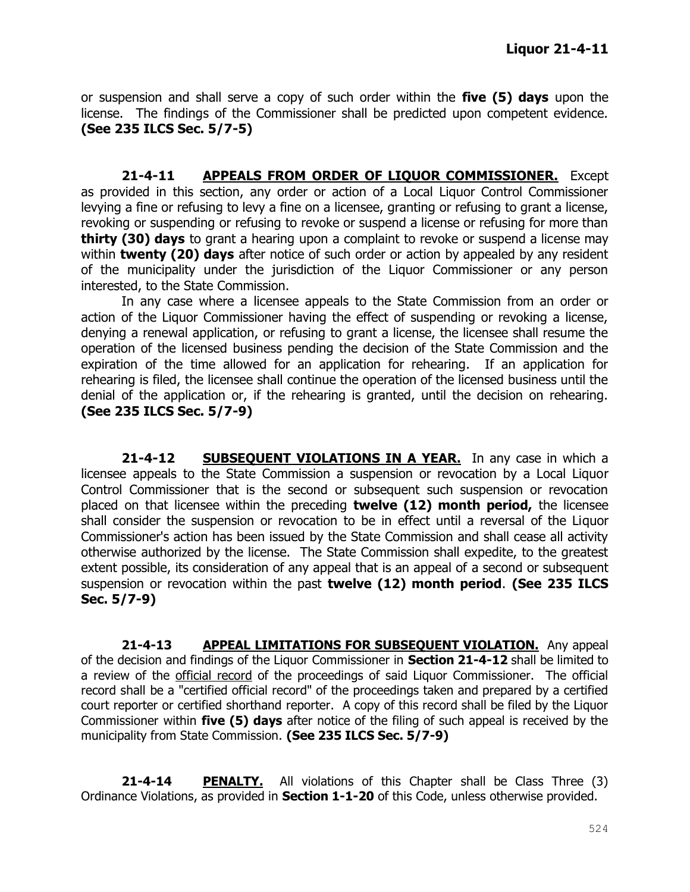or suspension and shall serve a copy of such order within the **five (5) days** upon the license. The findings of the Commissioner shall be predicted upon competent evidence. **(See 235 ILCS Sec. 5/7-5)**

**21-4-11 <u>APPEALS FROM ORDER OF LIQUOR COMMISSIONER.</u>** Except as provided in this section, any order or action of a Local Liquor Control Commissioner levying a fine or refusing to levy a fine on a licensee, granting or refusing to grant a license, revoking or suspending or refusing to revoke or suspend a license or refusing for more than **thirty (30) days** to grant a hearing upon a complaint to revoke or suspend a license may within **twenty (20) days** after notice of such order or action by appealed by any resident of the municipality under the jurisdiction of the Liquor Commissioner or any person interested, to the State Commission.

In any case where a licensee appeals to the State Commission from an order or action of the Liquor Commissioner having the effect of suspending or revoking a license, denying a renewal application, or refusing to grant a license, the licensee shall resume the operation of the licensed business pending the decision of the State Commission and the expiration of the time allowed for an application for rehearing. If an application for rehearing is filed, the licensee shall continue the operation of the licensed business until the denial of the application or, if the rehearing is granted, until the decision on rehearing. **(See 235 ILCS Sec. 5/7-9)**

**21-4-12 <u>SUBSEQUENT VIOLATIONS IN A YEAR.</u>** In any case in which a licensee appeals to the State Commission a suspension or revocation by a Local Liquor Control Commissioner that is the second or subsequent such suspension or revocation placed on that licensee within the preceding **twelve (12) month period,** the licensee shall consider the suspension or revocation to be in effect until a reversal of the Liquor Commissioner's action has been issued by the State Commission and shall cease all activity otherwise authorized by the license. The State Commission shall expedite, to the greatest extent possible, its consideration of any appeal that is an appeal of a second or subsequent suspension or revocation within the past **twelve (12) month period**. **(See 235 ILCS Sec. 5/7-9)**

**21-4-13 <u>APPEAL LIMITATIONS FOR SUBSEQUENT VIOLATION.</u>** Any appeal of the decision and findings of the Liquor Commissioner in **Section 21-4-12** shall be limited to a review of the <u>official record</u> of the proceedings of said Liquor Commissioner. The official record shall be a "certified official record" of the proceedings taken and prepared by a certified court reporter or certified shorthand reporter. A copy of this record shall be filed by the Liquor Commissioner within **five (5) days** after notice of the filing of such appeal is received by the municipality from State Commission. **(See 235 ILCS Sec. 5/7-9)**

**21-4-14 <u>PENALTY.</u>** All violations of this Chapter shall be Class Three (3) Ordinance Violations, as provided in **Section 1-1-20** of this Code, unless otherwise provided.